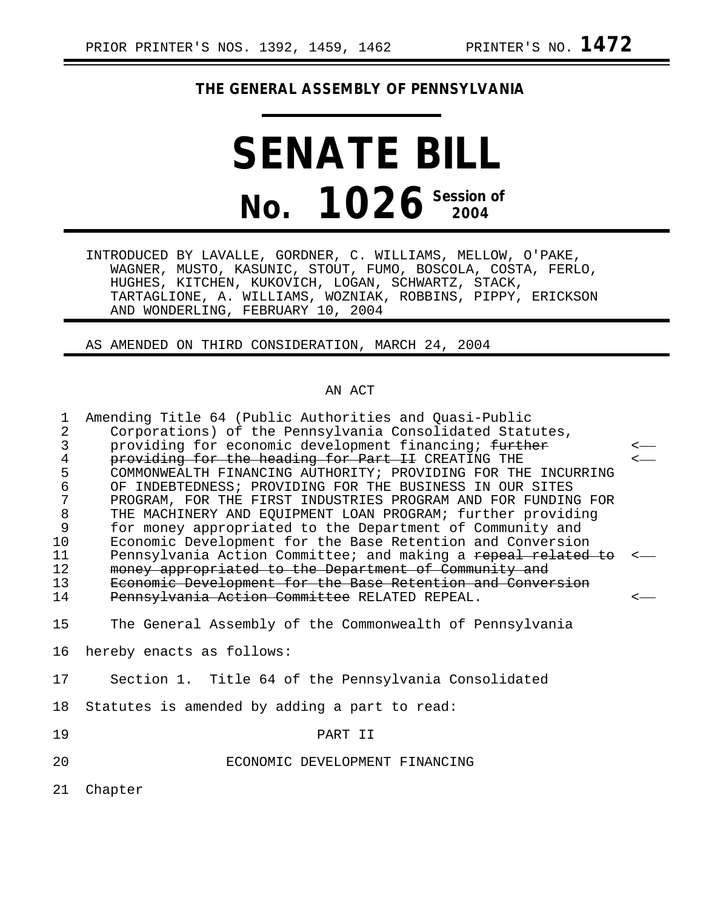PRIOR PRINTER'S NOS. 1392, 1459, 1462 PRINTER'S NO. **1472**

**THE GENERAL ASSEMBLY OF PENNSYLVANIA**

# SENATE BILL

# No. 1026 Session of 2004

INTRODUCED BY LAVALLE, GORDNER, C. WILLIAMS, MELLOW, O'PAKE, WAGNER, MUSTO, KASUNIC, STOUT, FUMO, BOSCOLA, COSTA, FERLO, HUGHES, KITCHEN, KUKOVICH, LOGAN, SCHWARTZ, STACK, TARTAGLIONE, A. WILLIAMS, WOZNIAK, ROBBINS, PIPPY, ERICKSON AND WONDERLING, FEBRUARY 10, 2004

AS AMENDED ON THIRD CONSIDERATION, MARCH 24, 2004

AN ACT

1 Amending Title 64 (Public Authorities and Quasi-Public
2 Corporations) of the Pennsylvania Consolidated Statutes,
3 providing for economic development financing; ~~further~~ <—
4 ~~providing for the heading for Part II~~ CREATING THE <—
5 COMMONWEALTH FINANCING AUTHORITY; PROVIDING FOR THE INCURRING
6 OF INDEBTEDNESS; PROVIDING FOR THE BUSINESS IN OUR SITES
7 PROGRAM, FOR THE FIRST INDUSTRIES PROGRAM AND FOR FUNDING FOR
8 THE MACHINERY AND EQUIPMENT LOAN PROGRAM; further providing
9 for money appropriated to the Department of Community and
10 Economic Development for the Base Retention and Conversion
11 Pennsylvania Action Committee; and making a ~~repeal related to~~ <—
12 ~~money appropriated to the Department of Community and~~
13 ~~Economic Development for the Base Retention and Conversion~~
14 ~~Pennsylvania Action Committee~~ RELATED REPEAL. <—

15 The General Assembly of the Commonwealth of Pennsylvania
16 hereby enacts as follows:

17 Section 1. Title 64 of the Pennsylvania Consolidated
18 Statutes is amended by adding a part to read:

19 PART II

20 ECONOMIC DEVELOPMENT FINANCING

21 Chapter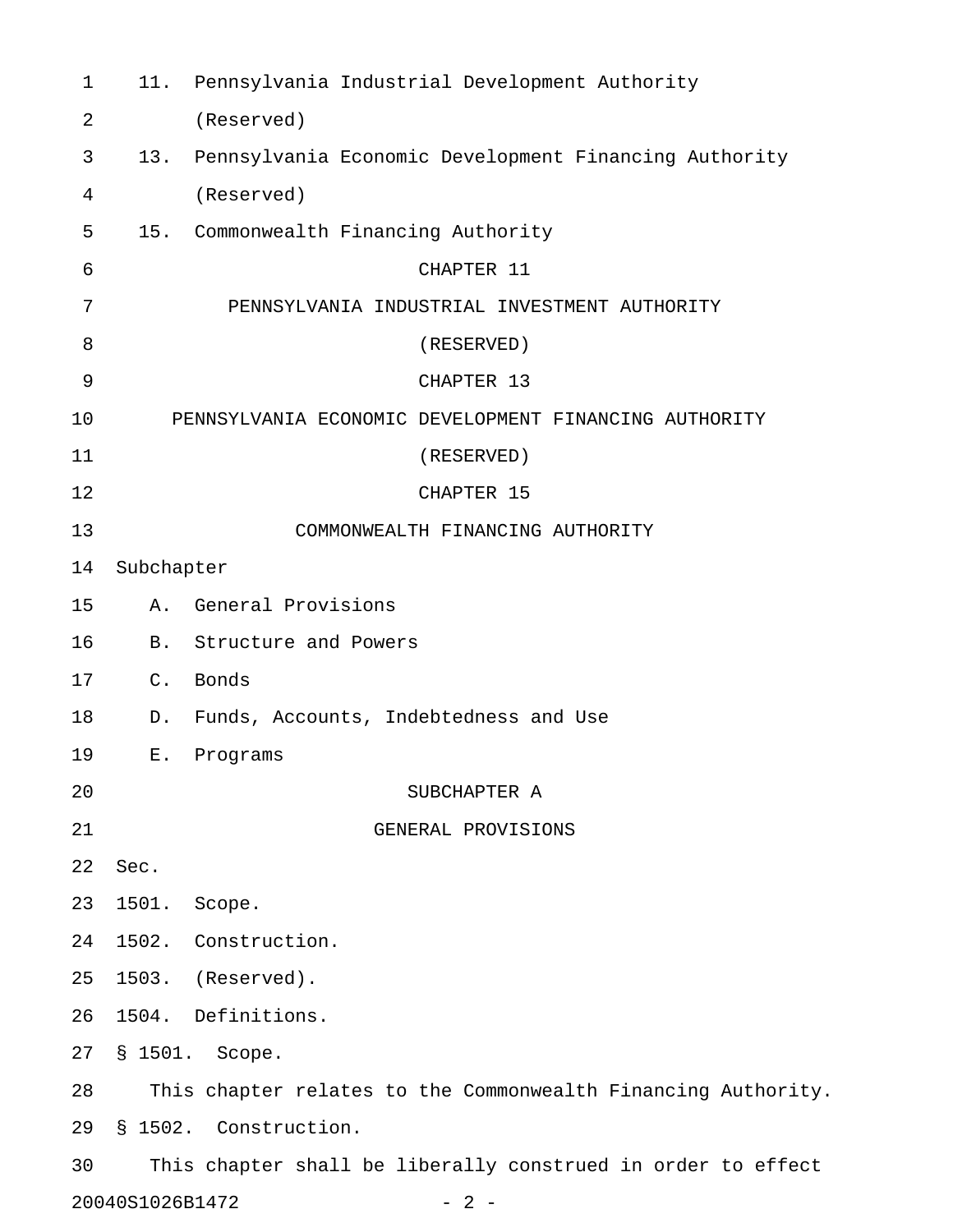11. Pennsylvania Industrial Development Authority (Reserved)

13. Pennsylvania Economic Development Financing Authority (Reserved)

15. Commonwealth Financing Authority

## CHAPTER 11
## PENNSYLVANIA INDUSTRIAL INVESTMENT AUTHORITY
## (RESERVED)

## CHAPTER 13
## PENNSYLVANIA ECONOMIC DEVELOPMENT FINANCING AUTHORITY
## (RESERVED)

## CHAPTER 15
## COMMONWEALTH FINANCING AUTHORITY

Subchapter

A. General Provisions

B. Structure and Powers

C. Bonds

D. Funds, Accounts, Indebtedness and Use

E. Programs

### SUBCHAPTER A
### GENERAL PROVISIONS

Sec.

1501. Scope.

1502. Construction.

1503. (Reserved).

1504. Definitions.

§ 1501. Scope.

This chapter relates to the Commonwealth Financing Authority.

§ 1502. Construction.

This chapter shall be liberally construed in order to effect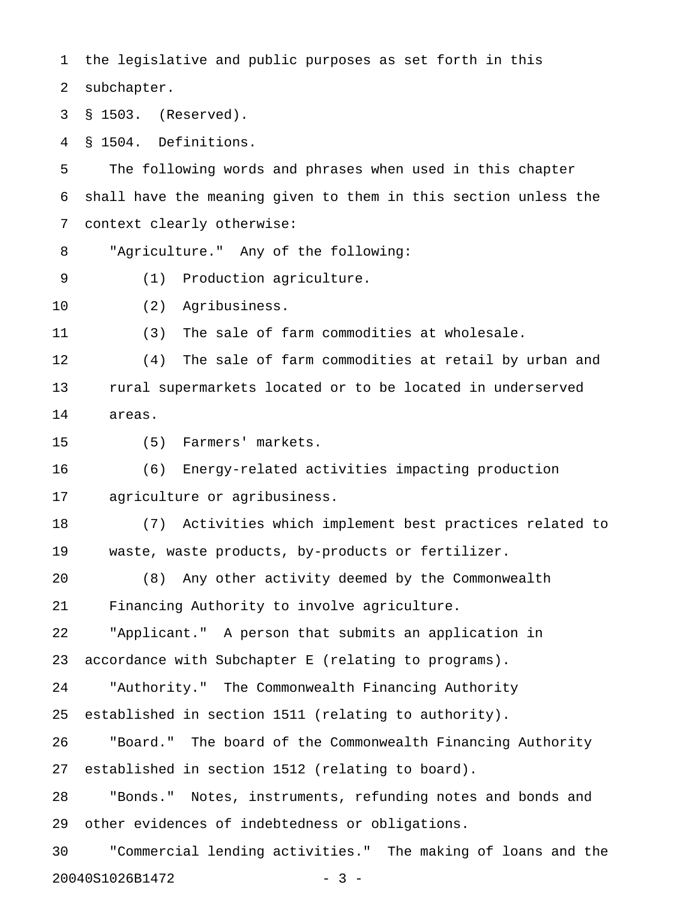the legislative and public purposes as set forth in this subchapter.

§ 1503. (Reserved).

§ 1504. Definitions.

The following words and phrases when used in this chapter shall have the meaning given to them in this section unless the context clearly otherwise:

"Agriculture." Any of the following:

(1) Production agriculture.

(2) Agribusiness.

(3) The sale of farm commodities at wholesale.

(4) The sale of farm commodities at retail by urban and rural supermarkets located or to be located in underserved areas.

(5) Farmers' markets.

(6) Energy-related activities impacting production agriculture or agribusiness.

(7) Activities which implement best practices related to waste, waste products, by-products or fertilizer.

(8) Any other activity deemed by the Commonwealth Financing Authority to involve agriculture.

"Applicant." A person that submits an application in accordance with Subchapter E (relating to programs).

"Authority." The Commonwealth Financing Authority established in section 1511 (relating to authority).

"Board." The board of the Commonwealth Financing Authority established in section 1512 (relating to board).

"Bonds." Notes, instruments, refunding notes and bonds and other evidences of indebtedness or obligations.

"Commercial lending activities." The making of loans and the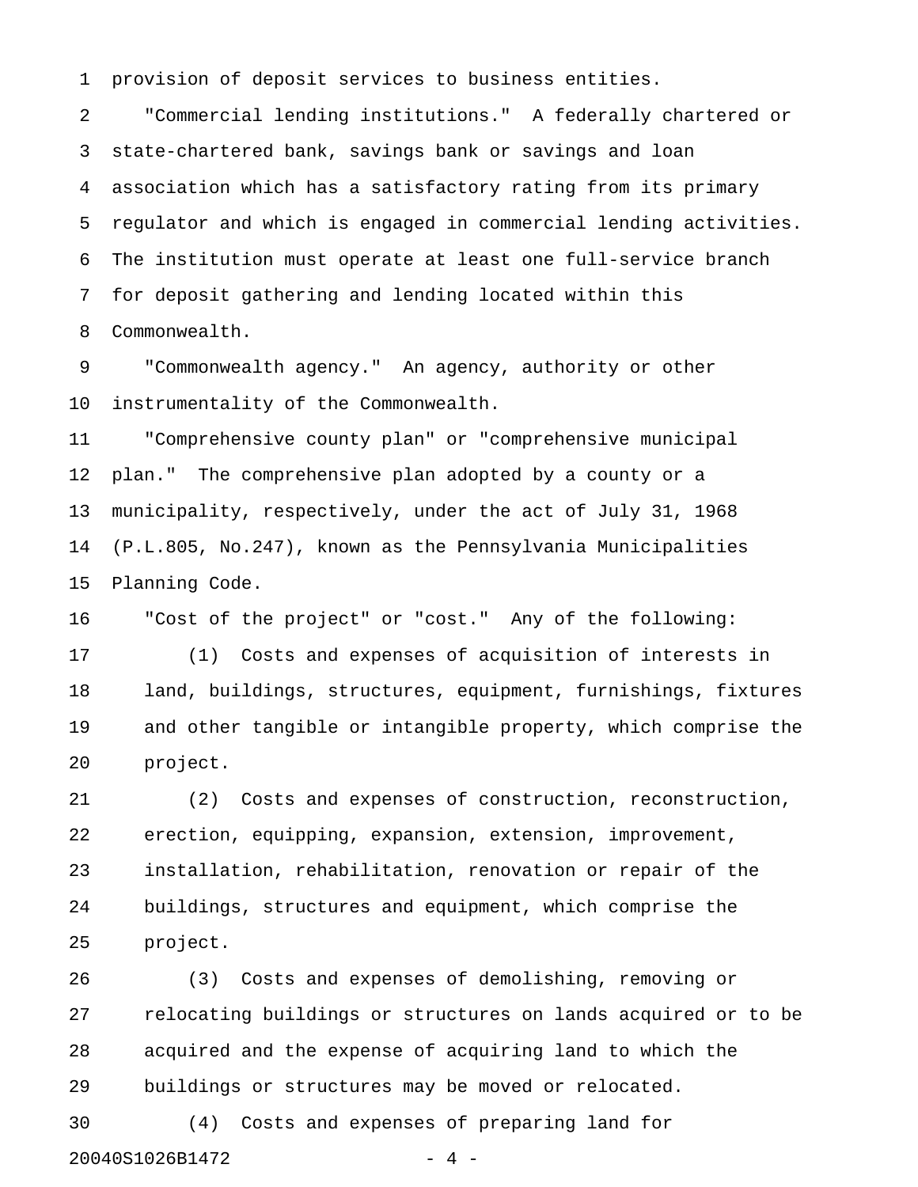provision of deposit services to business entities.

"Commercial lending institutions." A federally chartered or state-chartered bank, savings bank or savings and loan association which has a satisfactory rating from its primary regulator and which is engaged in commercial lending activities. The institution must operate at least one full-service branch for deposit gathering and lending located within this Commonwealth.

"Commonwealth agency." An agency, authority or other instrumentality of the Commonwealth.

"Comprehensive county plan" or "comprehensive municipal plan." The comprehensive plan adopted by a county or a municipality, respectively, under the act of July 31, 1968 (P.L.805, No.247), known as the Pennsylvania Municipalities Planning Code.

"Cost of the project" or "cost." Any of the following:

(1) Costs and expenses of acquisition of interests in land, buildings, structures, equipment, furnishings, fixtures and other tangible or intangible property, which comprise the project.

(2) Costs and expenses of construction, reconstruction, erection, equipping, expansion, extension, improvement, installation, rehabilitation, renovation or repair of the buildings, structures and equipment, which comprise the project.

(3) Costs and expenses of demolishing, removing or relocating buildings or structures on lands acquired or to be acquired and the expense of acquiring land to which the buildings or structures may be moved or relocated.

(4) Costs and expenses of preparing land for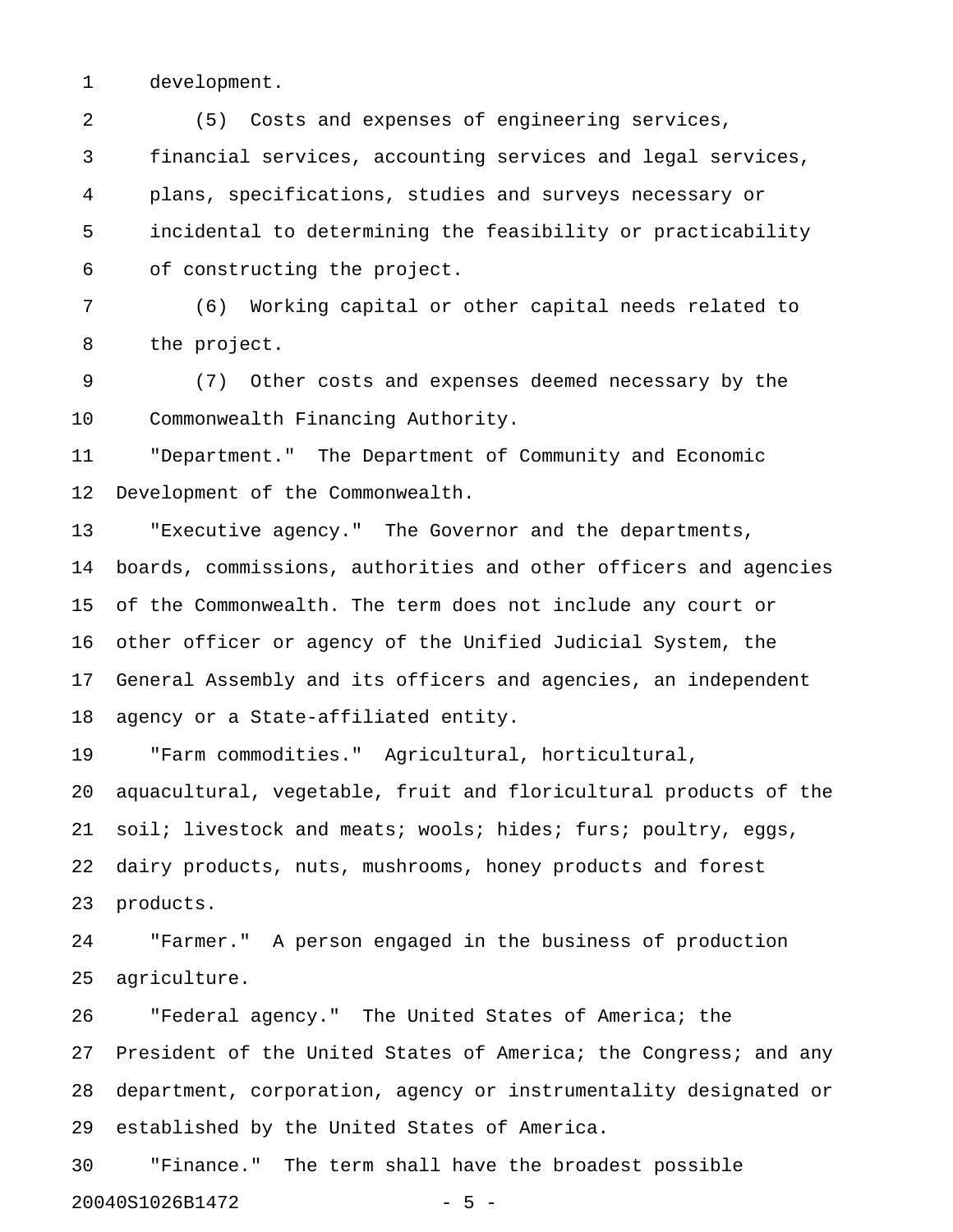development.

(5) Costs and expenses of engineering services, financial services, accounting services and legal services, plans, specifications, studies and surveys necessary or incidental to determining the feasibility or practicability of constructing the project.

(6) Working capital or other capital needs related to the project.

(7) Other costs and expenses deemed necessary by the Commonwealth Financing Authority.

"Department." The Department of Community and Economic Development of the Commonwealth.

"Executive agency." The Governor and the departments, boards, commissions, authorities and other officers and agencies of the Commonwealth. The term does not include any court or other officer or agency of the Unified Judicial System, the General Assembly and its officers and agencies, an independent agency or a State-affiliated entity.

"Farm commodities." Agricultural, horticultural, aquacultural, vegetable, fruit and floricultural products of the soil; livestock and meats; wools; hides; furs; poultry, eggs, dairy products, nuts, mushrooms, honey products and forest products.

"Farmer." A person engaged in the business of production agriculture.

"Federal agency." The United States of America; the President of the United States of America; the Congress; and any department, corporation, agency or instrumentality designated or established by the United States of America.

"Finance." The term shall have the broadest possible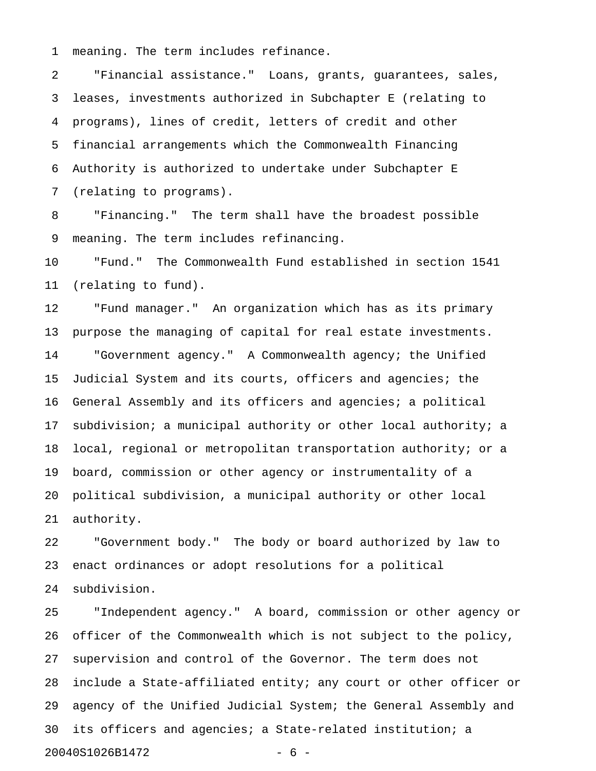meaning. The term includes refinance.

"Financial assistance." Loans, grants, guarantees, sales, leases, investments authorized in Subchapter E (relating to programs), lines of credit, letters of credit and other financial arrangements which the Commonwealth Financing Authority is authorized to undertake under Subchapter E (relating to programs).

"Financing." The term shall have the broadest possible meaning. The term includes refinancing.

"Fund." The Commonwealth Fund established in section 1541 (relating to fund).

"Fund manager." An organization which has as its primary purpose the managing of capital for real estate investments.

"Government agency." A Commonwealth agency; the Unified Judicial System and its courts, officers and agencies; the General Assembly and its officers and agencies; a political subdivision; a municipal authority or other local authority; a local, regional or metropolitan transportation authority; or a board, commission or other agency or instrumentality of a political subdivision, a municipal authority or other local authority.

"Government body." The body or board authorized by law to enact ordinances or adopt resolutions for a political subdivision.

"Independent agency." A board, commission or other agency or officer of the Commonwealth which is not subject to the policy, supervision and control of the Governor. The term does not include a State-affiliated entity; any court or other officer or agency of the Unified Judicial System; the General Assembly and its officers and agencies; a State-related institution; a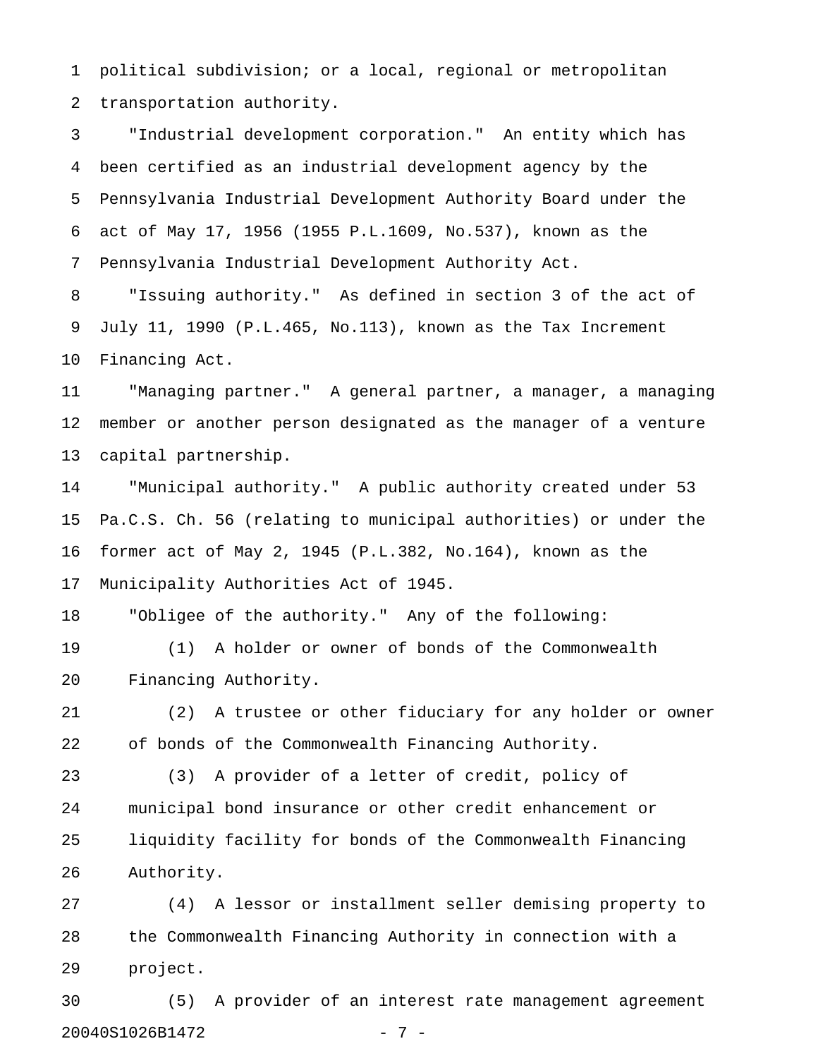political subdivision; or a local, regional or metropolitan transportation authority.

"Industrial development corporation." An entity which has been certified as an industrial development agency by the Pennsylvania Industrial Development Authority Board under the act of May 17, 1956 (1955 P.L.1609, No.537), known as the Pennsylvania Industrial Development Authority Act.

"Issuing authority." As defined in section 3 of the act of July 11, 1990 (P.L.465, No.113), known as the Tax Increment Financing Act.

"Managing partner." A general partner, a manager, a managing member or another person designated as the manager of a venture capital partnership.

"Municipal authority." A public authority created under 53 Pa.C.S. Ch. 56 (relating to municipal authorities) or under the former act of May 2, 1945 (P.L.382, No.164), known as the Municipality Authorities Act of 1945.

"Obligee of the authority." Any of the following:

(1) A holder or owner of bonds of the Commonwealth Financing Authority.

(2) A trustee or other fiduciary for any holder or owner of bonds of the Commonwealth Financing Authority.

(3) A provider of a letter of credit, policy of municipal bond insurance or other credit enhancement or liquidity facility for bonds of the Commonwealth Financing Authority.

(4) A lessor or installment seller demising property to the Commonwealth Financing Authority in connection with a project.

(5) A provider of an interest rate management agreement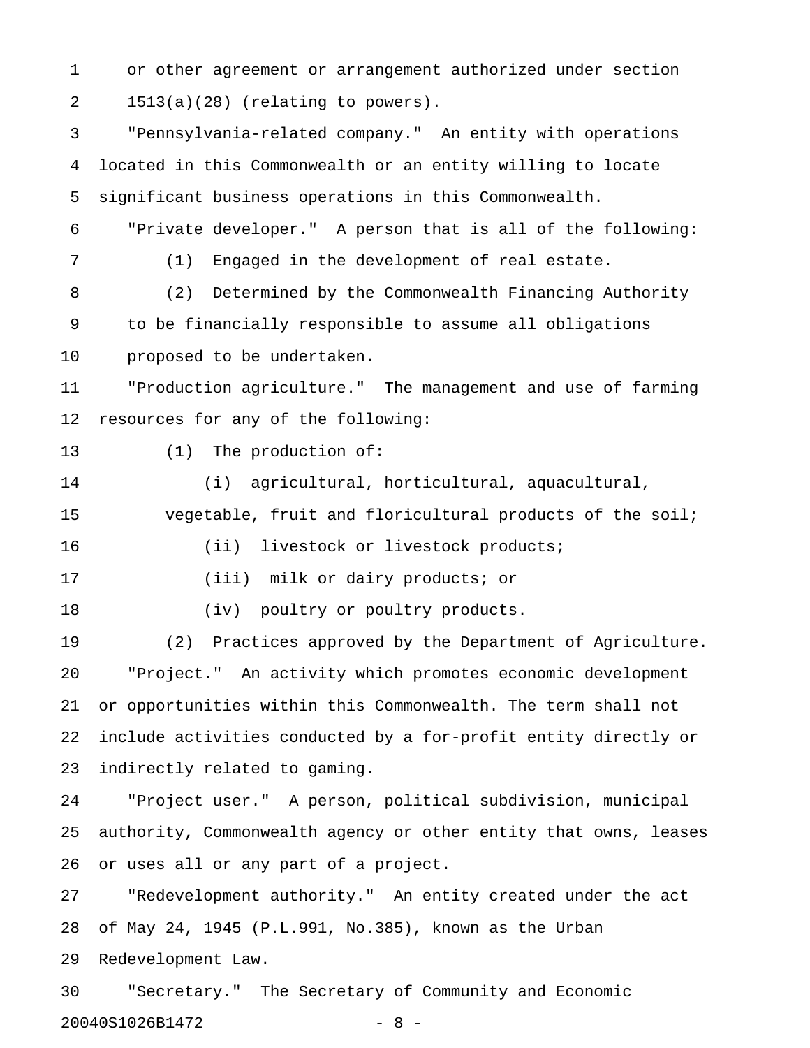or other agreement or arrangement authorized under section 1513(a)(28) (relating to powers).

"Pennsylvania-related company." An entity with operations located in this Commonwealth or an entity willing to locate significant business operations in this Commonwealth.

"Private developer." A person that is all of the following:

(1) Engaged in the development of real estate.

(2) Determined by the Commonwealth Financing Authority to be financially responsible to assume all obligations proposed to be undertaken.

"Production agriculture." The management and use of farming resources for any of the following:

(1) The production of:

(i) agricultural, horticultural, aquacultural, vegetable, fruit and floricultural products of the soil;

(ii) livestock or livestock products;

(iii) milk or dairy products; or

(iv) poultry or poultry products.

(2) Practices approved by the Department of Agriculture.

"Project." An activity which promotes economic development or opportunities within this Commonwealth. The term shall not include activities conducted by a for-profit entity directly or indirectly related to gaming.

"Project user." A person, political subdivision, municipal authority, Commonwealth agency or other entity that owns, leases or uses all or any part of a project.

"Redevelopment authority." An entity created under the act of May 24, 1945 (P.L.991, No.385), known as the Urban Redevelopment Law.

"Secretary." The Secretary of Community and Economic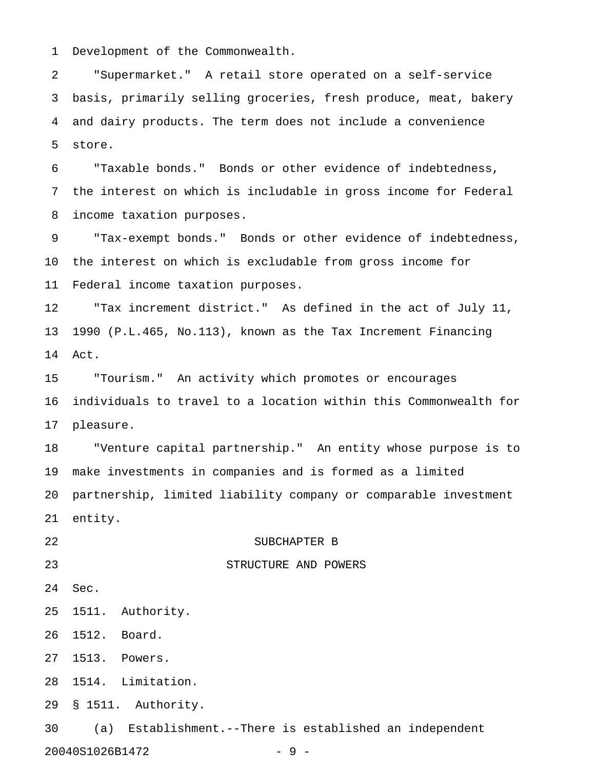Development of the Commonwealth.

"Supermarket." A retail store operated on a self-service basis, primarily selling groceries, fresh produce, meat, bakery and dairy products. The term does not include a convenience store.

"Taxable bonds." Bonds or other evidence of indebtedness, the interest on which is includable in gross income for Federal income taxation purposes.

"Tax-exempt bonds." Bonds or other evidence of indebtedness, the interest on which is excludable from gross income for Federal income taxation purposes.

"Tax increment district." As defined in the act of July 11, 1990 (P.L.465, No.113), known as the Tax Increment Financing Act.

"Tourism." An activity which promotes or encourages individuals to travel to a location within this Commonwealth for pleasure.

"Venture capital partnership." An entity whose purpose is to make investments in companies and is formed as a limited partnership, limited liability company or comparable investment entity.

## SUBCHAPTER B

## STRUCTURE AND POWERS

Sec.

1511. Authority.

1512. Board.

1513. Powers.

1514. Limitation.

### § 1511. Authority.

(a) Establishment.--There is established an independent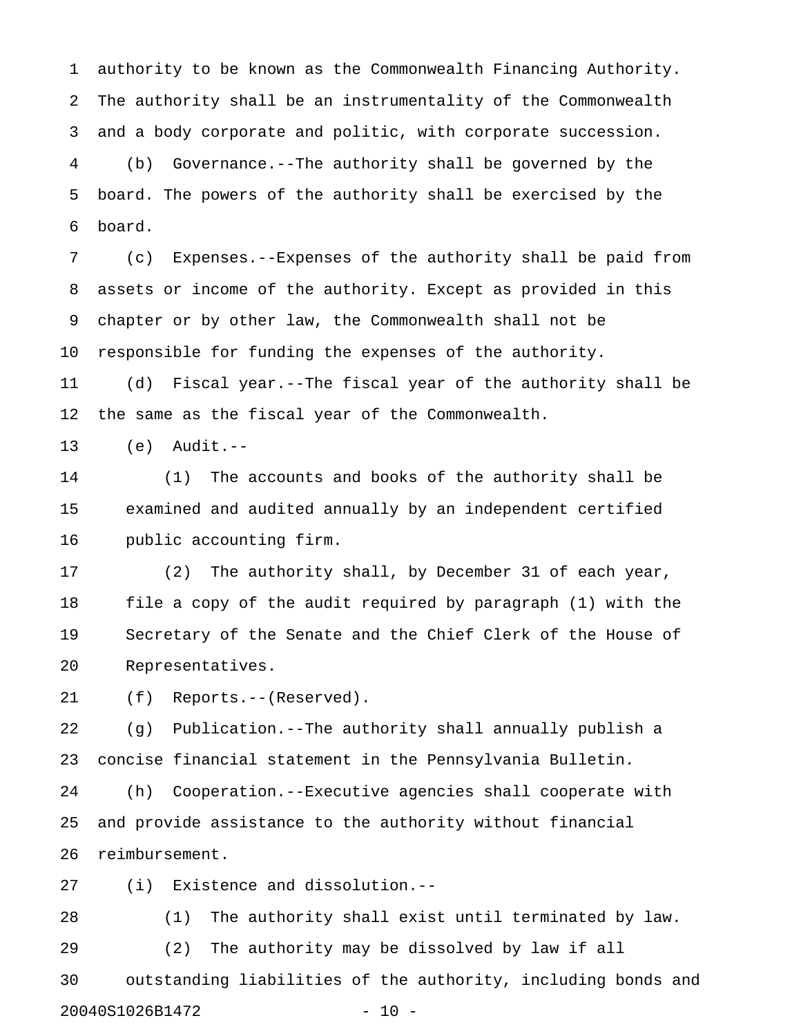authority to be known as the Commonwealth Financing Authority. The authority shall be an instrumentality of the Commonwealth and a body corporate and politic, with corporate succession.

(b) Governance.--The authority shall be governed by the board. The powers of the authority shall be exercised by the board.

(c) Expenses.--Expenses of the authority shall be paid from assets or income of the authority. Except as provided in this chapter or by other law, the Commonwealth shall not be responsible for funding the expenses of the authority.

(d) Fiscal year.--The fiscal year of the authority shall be the same as the fiscal year of the Commonwealth.

(e) Audit.--

(1) The accounts and books of the authority shall be examined and audited annually by an independent certified public accounting firm.

(2) The authority shall, by December 31 of each year, file a copy of the audit required by paragraph (1) with the Secretary of the Senate and the Chief Clerk of the House of Representatives.

(f) Reports.--(Reserved).

(g) Publication.--The authority shall annually publish a concise financial statement in the Pennsylvania Bulletin.

(h) Cooperation.--Executive agencies shall cooperate with and provide assistance to the authority without financial reimbursement.

(i) Existence and dissolution.--

(1) The authority shall exist until terminated by law.

(2) The authority may be dissolved by law if all outstanding liabilities of the authority, including bonds and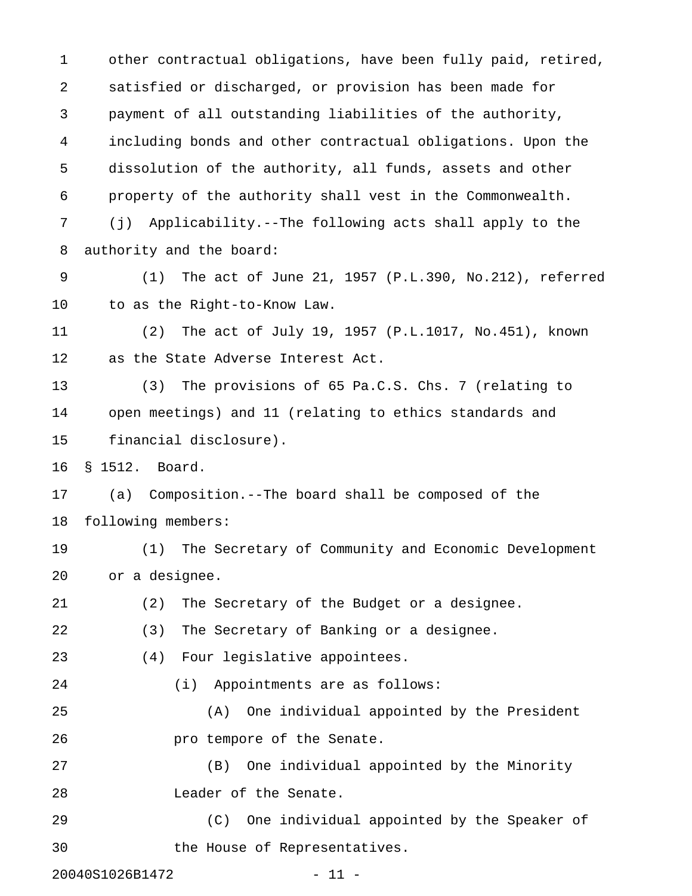other contractual obligations, have been fully paid, retired, satisfied or discharged, or provision has been made for payment of all outstanding liabilities of the authority, including bonds and other contractual obligations. Upon the dissolution of the authority, all funds, assets and other property of the authority shall vest in the Commonwealth.

(j) Applicability.--The following acts shall apply to the authority and the board:

(1) The act of June 21, 1957 (P.L.390, No.212), referred to as the Right-to-Know Law.

(2) The act of July 19, 1957 (P.L.1017, No.451), known as the State Adverse Interest Act.

(3) The provisions of 65 Pa.C.S. Chs. 7 (relating to open meetings) and 11 (relating to ethics standards and financial disclosure).

§ 1512. Board.

(a) Composition.--The board shall be composed of the following members:

(1) The Secretary of Community and Economic Development or a designee.

(2) The Secretary of the Budget or a designee.

(3) The Secretary of Banking or a designee.

(4) Four legislative appointees.

(i) Appointments are as follows:

(A) One individual appointed by the President pro tempore of the Senate.

(B) One individual appointed by the Minority Leader of the Senate.

(C) One individual appointed by the Speaker of the House of Representatives.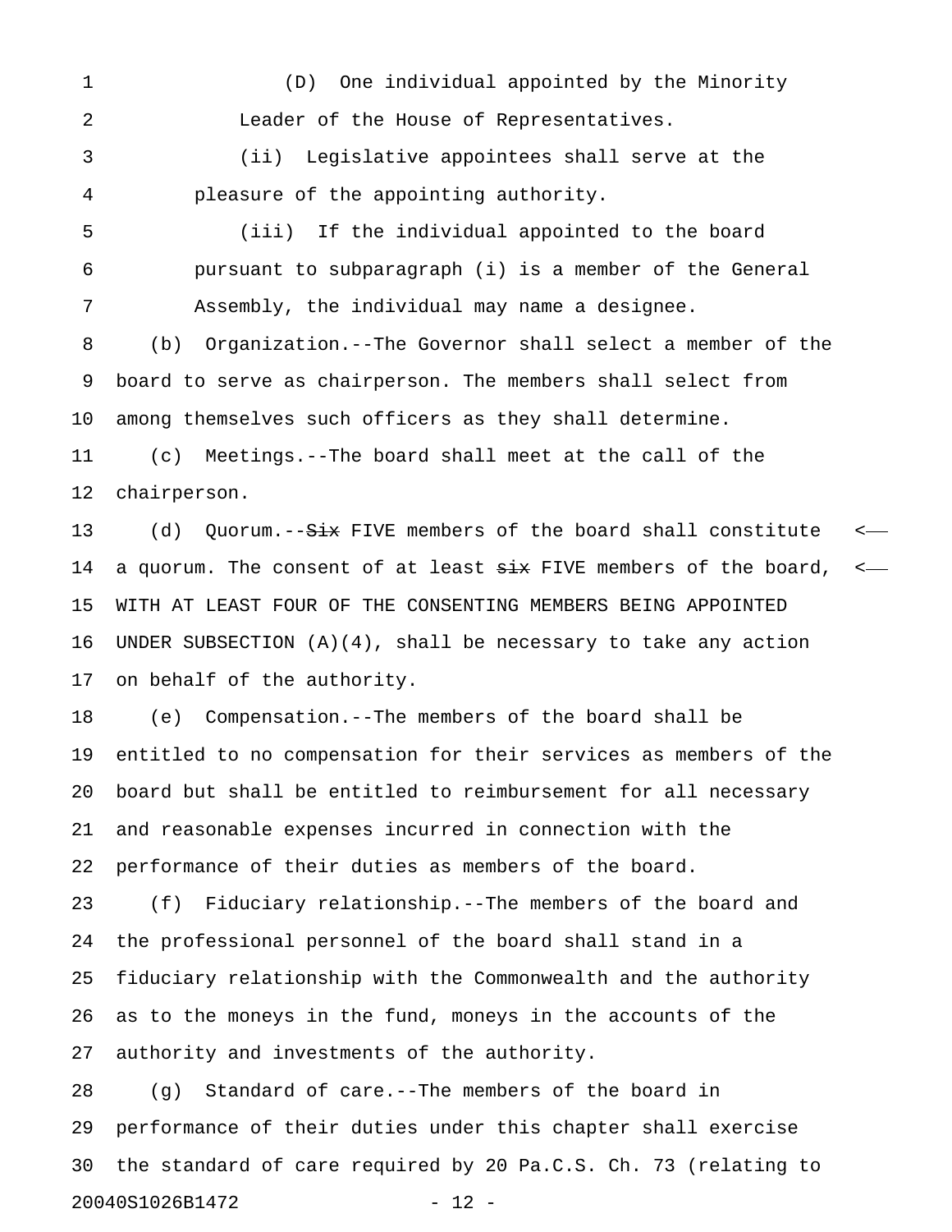(D) One individual appointed by the Minority Leader of the House of Representatives.

(ii) Legislative appointees shall serve at the pleasure of the appointing authority.

(iii) If the individual appointed to the board pursuant to subparagraph (i) is a member of the General Assembly, the individual may name a designee.

(b) Organization.--The Governor shall select a member of the board to serve as chairperson. The members shall select from among themselves such officers as they shall determine.

(c) Meetings.--The board shall meet at the call of the chairperson.

(d) Quorum.--~~Six~~ FIVE members of the board shall constitute a quorum. The consent of at least ~~six~~ FIVE members of the board, WITH AT LEAST FOUR OF THE CONSENTING MEMBERS BEING APPOINTED UNDER SUBSECTION (A)(4), shall be necessary to take any action on behalf of the authority.

(e) Compensation.--The members of the board shall be entitled to no compensation for their services as members of the board but shall be entitled to reimbursement for all necessary and reasonable expenses incurred in connection with the performance of their duties as members of the board.

(f) Fiduciary relationship.--The members of the board and the professional personnel of the board shall stand in a fiduciary relationship with the Commonwealth and the authority as to the moneys in the fund, moneys in the accounts of the authority and investments of the authority.

(g) Standard of care.--The members of the board in performance of their duties under this chapter shall exercise the standard of care required by 20 Pa.C.S. Ch. 73 (relating to

20040S1026B1472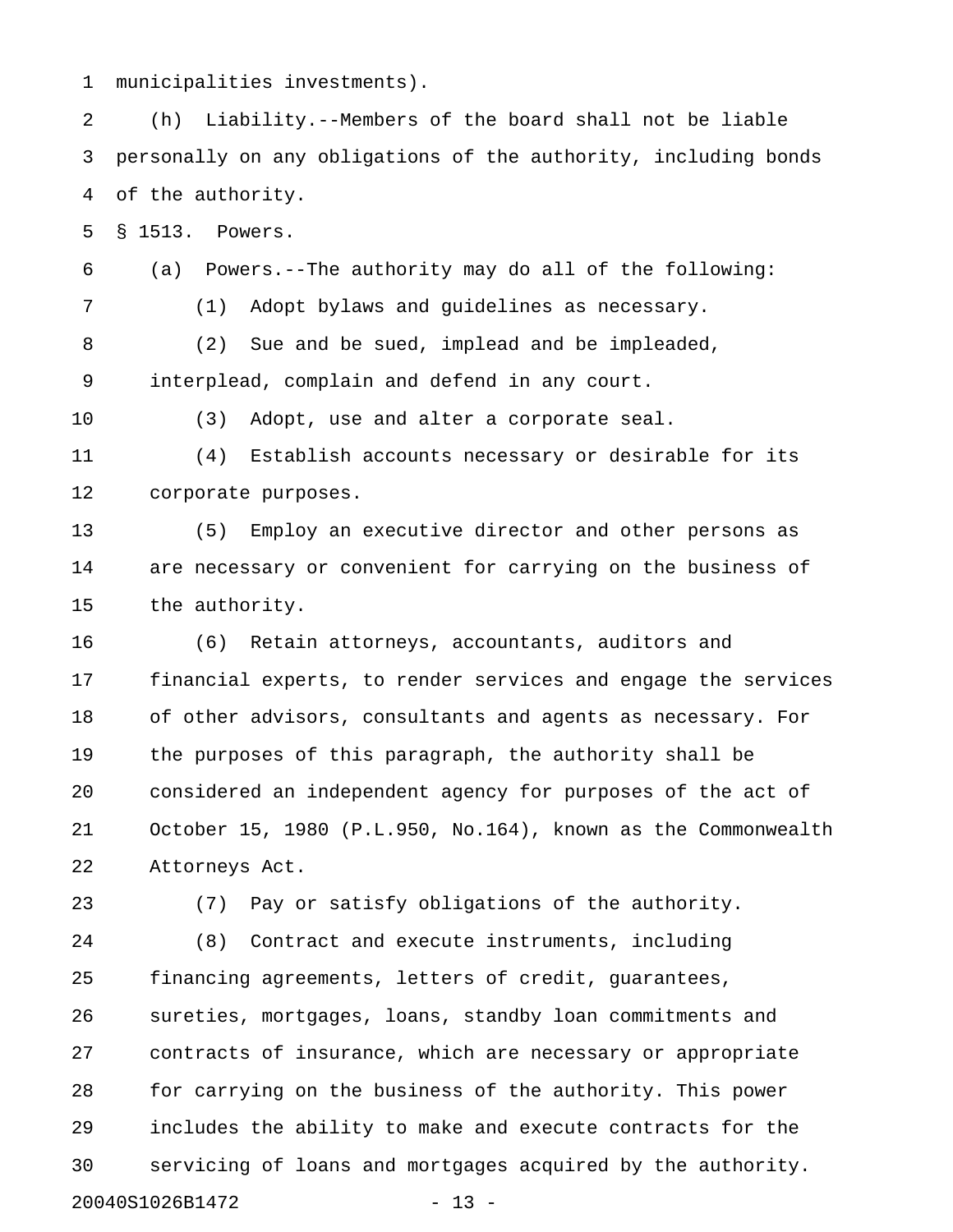municipalities investments).

(h) Liability.--Members of the board shall not be liable personally on any obligations of the authority, including bonds of the authority.

§ 1513. Powers.

(a) Powers.--The authority may do all of the following:

(1) Adopt bylaws and guidelines as necessary.

(2) Sue and be sued, implead and be impleaded, interplead, complain and defend in any court.

(3) Adopt, use and alter a corporate seal.

(4) Establish accounts necessary or desirable for its corporate purposes.

(5) Employ an executive director and other persons as are necessary or convenient for carrying on the business of the authority.

(6) Retain attorneys, accountants, auditors and financial experts, to render services and engage the services of other advisors, consultants and agents as necessary. For the purposes of this paragraph, the authority shall be considered an independent agency for purposes of the act of October 15, 1980 (P.L.950, No.164), known as the Commonwealth Attorneys Act.

(7) Pay or satisfy obligations of the authority.

(8) Contract and execute instruments, including financing agreements, letters of credit, guarantees, sureties, mortgages, loans, standby loan commitments and contracts of insurance, which are necessary or appropriate for carrying on the business of the authority. This power includes the ability to make and execute contracts for the servicing of loans and mortgages acquired by the authority.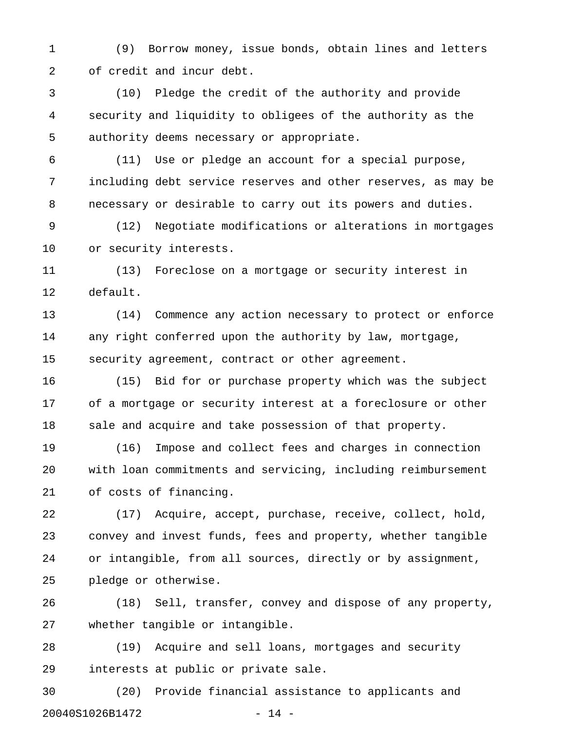(9) Borrow money, issue bonds, obtain lines and letters of credit and incur debt.

(10) Pledge the credit of the authority and provide security and liquidity to obligees of the authority as the authority deems necessary or appropriate.

(11) Use or pledge an account for a special purpose, including debt service reserves and other reserves, as may be necessary or desirable to carry out its powers and duties.

(12) Negotiate modifications or alterations in mortgages or security interests.

(13) Foreclose on a mortgage or security interest in default.

(14) Commence any action necessary to protect or enforce any right conferred upon the authority by law, mortgage, security agreement, contract or other agreement.

(15) Bid for or purchase property which was the subject of a mortgage or security interest at a foreclosure or other sale and acquire and take possession of that property.

(16) Impose and collect fees and charges in connection with loan commitments and servicing, including reimbursement of costs of financing.

(17) Acquire, accept, purchase, receive, collect, hold, convey and invest funds, fees and property, whether tangible or intangible, from all sources, directly or by assignment, pledge or otherwise.

(18) Sell, transfer, convey and dispose of any property, whether tangible or intangible.

(19) Acquire and sell loans, mortgages and security interests at public or private sale.

(20) Provide financial assistance to applicants and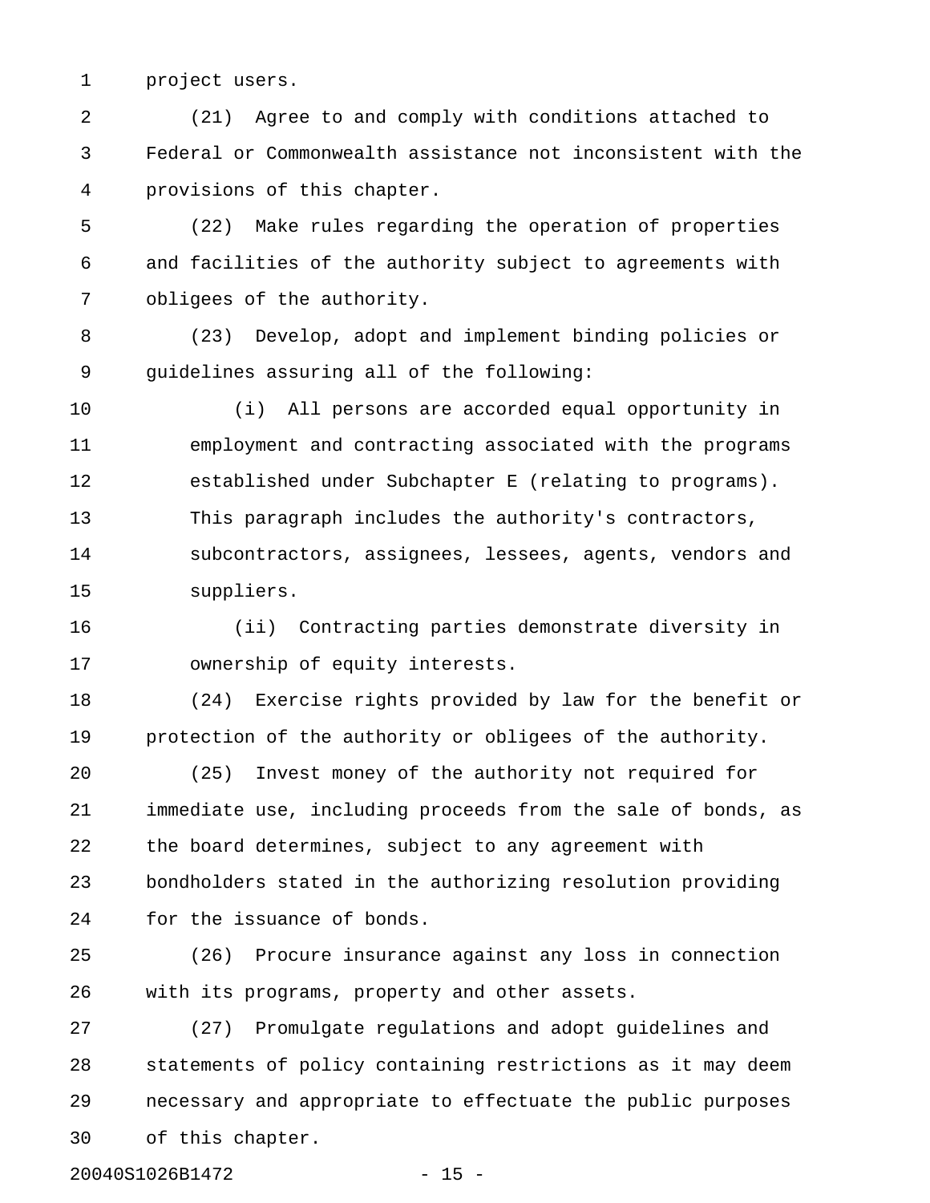project users.

(21) Agree to and comply with conditions attached to Federal or Commonwealth assistance not inconsistent with the provisions of this chapter.

(22) Make rules regarding the operation of properties and facilities of the authority subject to agreements with obligees of the authority.

(23) Develop, adopt and implement binding policies or guidelines assuring all of the following:

(i) All persons are accorded equal opportunity in employment and contracting associated with the programs established under Subchapter E (relating to programs). This paragraph includes the authority's contractors, subcontractors, assignees, lessees, agents, vendors and suppliers.

(ii) Contracting parties demonstrate diversity in ownership of equity interests.

(24) Exercise rights provided by law for the benefit or protection of the authority or obligees of the authority.

(25) Invest money of the authority not required for immediate use, including proceeds from the sale of bonds, as the board determines, subject to any agreement with bondholders stated in the authorizing resolution providing for the issuance of bonds.

(26) Procure insurance against any loss in connection with its programs, property and other assets.

(27) Promulgate regulations and adopt guidelines and statements of policy containing restrictions as it may deem necessary and appropriate to effectuate the public purposes of this chapter.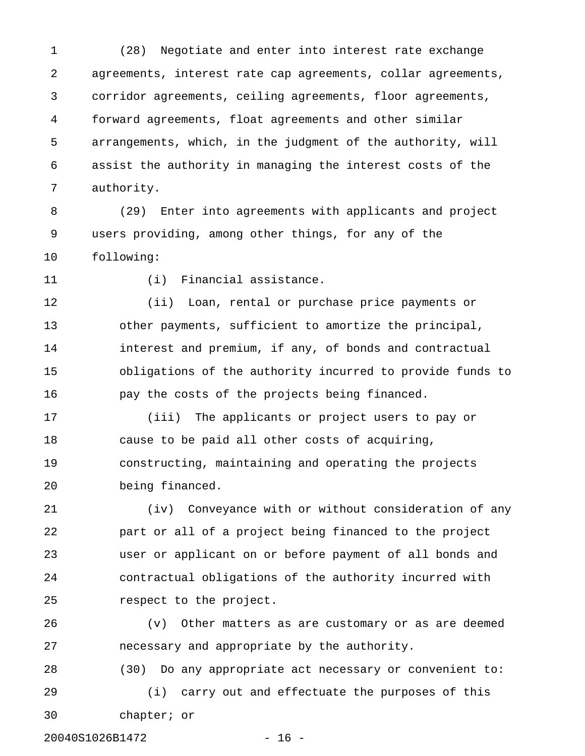(28) Negotiate and enter into interest rate exchange agreements, interest rate cap agreements, collar agreements, corridor agreements, ceiling agreements, floor agreements, forward agreements, float agreements and other similar arrangements, which, in the judgment of the authority, will assist the authority in managing the interest costs of the authority.

(29) Enter into agreements with applicants and project users providing, among other things, for any of the following:

(i) Financial assistance.

(ii) Loan, rental or purchase price payments or other payments, sufficient to amortize the principal, interest and premium, if any, of bonds and contractual obligations of the authority incurred to provide funds to pay the costs of the projects being financed.

(iii) The applicants or project users to pay or cause to be paid all other costs of acquiring, constructing, maintaining and operating the projects being financed.

(iv) Conveyance with or without consideration of any part or all of a project being financed to the project user or applicant on or before payment of all bonds and contractual obligations of the authority incurred with respect to the project.

(v) Other matters as are customary or as are deemed necessary and appropriate by the authority.

(30) Do any appropriate act necessary or convenient to:

(i) carry out and effectuate the purposes of this chapter; or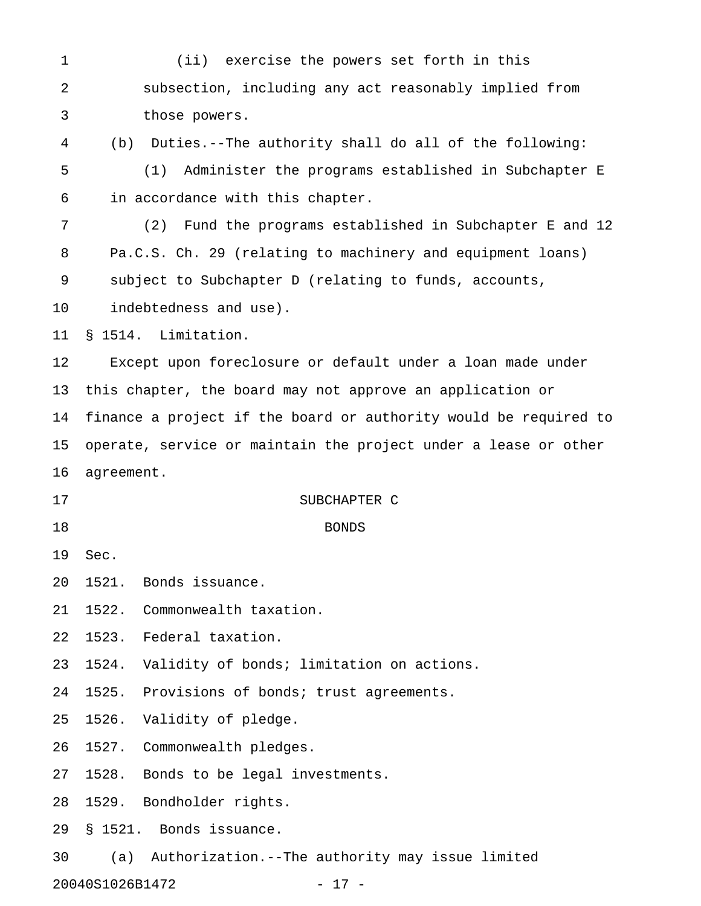(ii) exercise the powers set forth in this subsection, including any act reasonably implied from those powers.

(b) Duties.--The authority shall do all of the following:

(1) Administer the programs established in Subchapter E in accordance with this chapter.

(2) Fund the programs established in Subchapter E and 12 Pa.C.S. Ch. 29 (relating to machinery and equipment loans) subject to Subchapter D (relating to funds, accounts, indebtedness and use).

§ 1514. Limitation.

Except upon foreclosure or default under a loan made under this chapter, the board may not approve an application or finance a project if the board or authority would be required to operate, service or maintain the project under a lease or other agreement.

SUBCHAPTER C

BONDS

Sec.

1521. Bonds issuance.
1522. Commonwealth taxation.
1523. Federal taxation.
1524. Validity of bonds; limitation on actions.
1525. Provisions of bonds; trust agreements.
1526. Validity of pledge.
1527. Commonwealth pledges.
1528. Bonds to be legal investments.
1529. Bondholder rights.

§ 1521. Bonds issuance.

(a) Authorization.--The authority may issue limited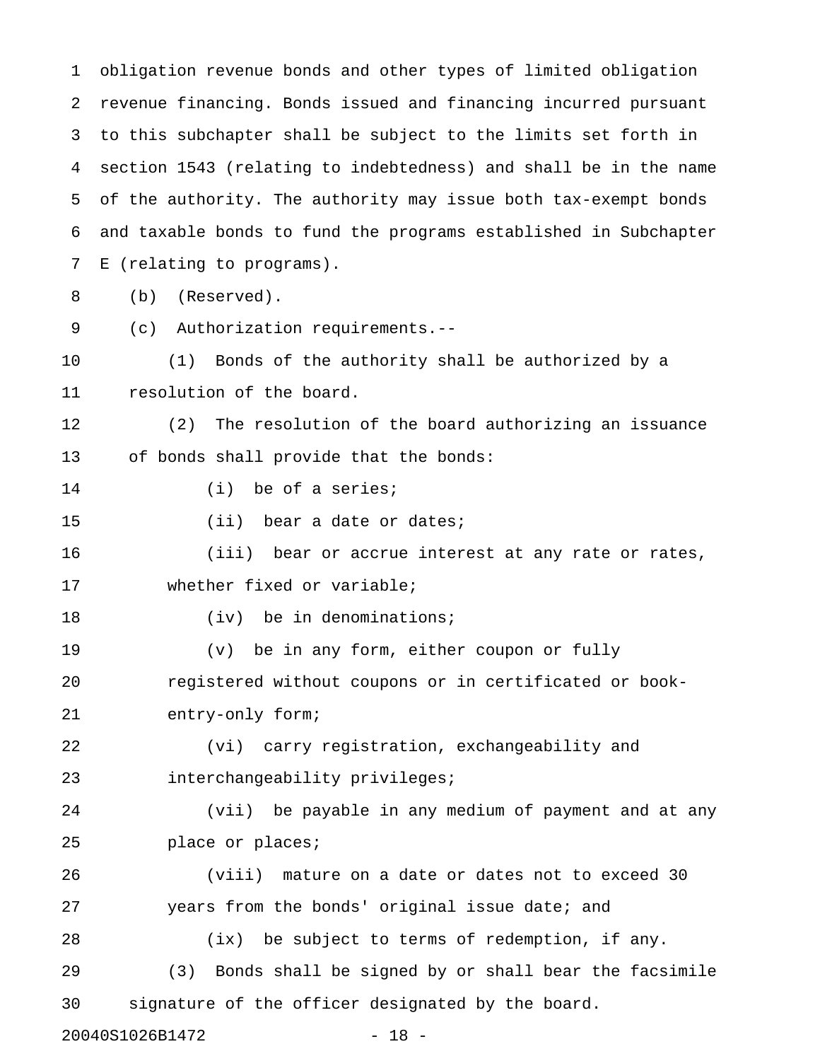obligation revenue bonds and other types of limited obligation revenue financing. Bonds issued and financing incurred pursuant to this subchapter shall be subject to the limits set forth in section 1543 (relating to indebtedness) and shall be in the name of the authority. The authority may issue both tax-exempt bonds and taxable bonds to fund the programs established in Subchapter E (relating to programs).

(b) (Reserved).

(c) Authorization requirements.--

(1) Bonds of the authority shall be authorized by a resolution of the board.

(2) The resolution of the board authorizing an issuance of bonds shall provide that the bonds:

(i) be of a series;

(ii) bear a date or dates;

(iii) bear or accrue interest at any rate or rates, whether fixed or variable;

(iv) be in denominations;

(v) be in any form, either coupon or fully registered without coupons or in certificated or book-entry-only form;

(vi) carry registration, exchangeability and interchangeability privileges;

(vii) be payable in any medium of payment and at any place or places;

(viii) mature on a date or dates not to exceed 30 years from the bonds' original issue date; and

(ix) be subject to terms of redemption, if any.

(3) Bonds shall be signed by or shall bear the facsimile signature of the officer designated by the board.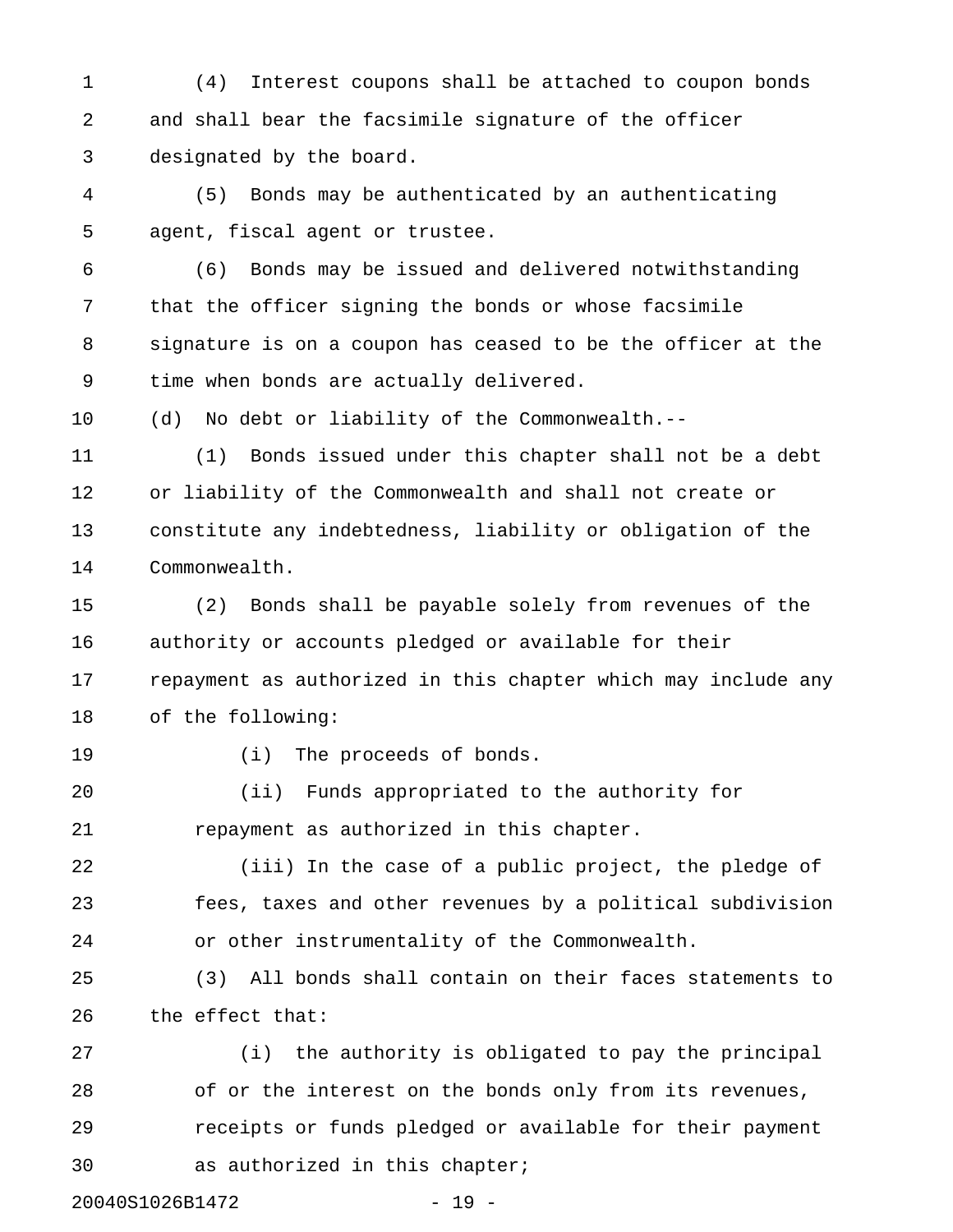(4) Interest coupons shall be attached to coupon bonds and shall bear the facsimile signature of the officer designated by the board.

(5) Bonds may be authenticated by an authenticating agent, fiscal agent or trustee.

(6) Bonds may be issued and delivered notwithstanding that the officer signing the bonds or whose facsimile signature is on a coupon has ceased to be the officer at the time when bonds are actually delivered.

(d) No debt or liability of the Commonwealth.--

(1) Bonds issued under this chapter shall not be a debt or liability of the Commonwealth and shall not create or constitute any indebtedness, liability or obligation of the Commonwealth.

(2) Bonds shall be payable solely from revenues of the authority or accounts pledged or available for their repayment as authorized in this chapter which may include any of the following:

(i) The proceeds of bonds.

(ii) Funds appropriated to the authority for repayment as authorized in this chapter.

(iii) In the case of a public project, the pledge of fees, taxes and other revenues by a political subdivision or other instrumentality of the Commonwealth.

(3) All bonds shall contain on their faces statements to the effect that:

(i) the authority is obligated to pay the principal of or the interest on the bonds only from its revenues, receipts or funds pledged or available for their payment as authorized in this chapter;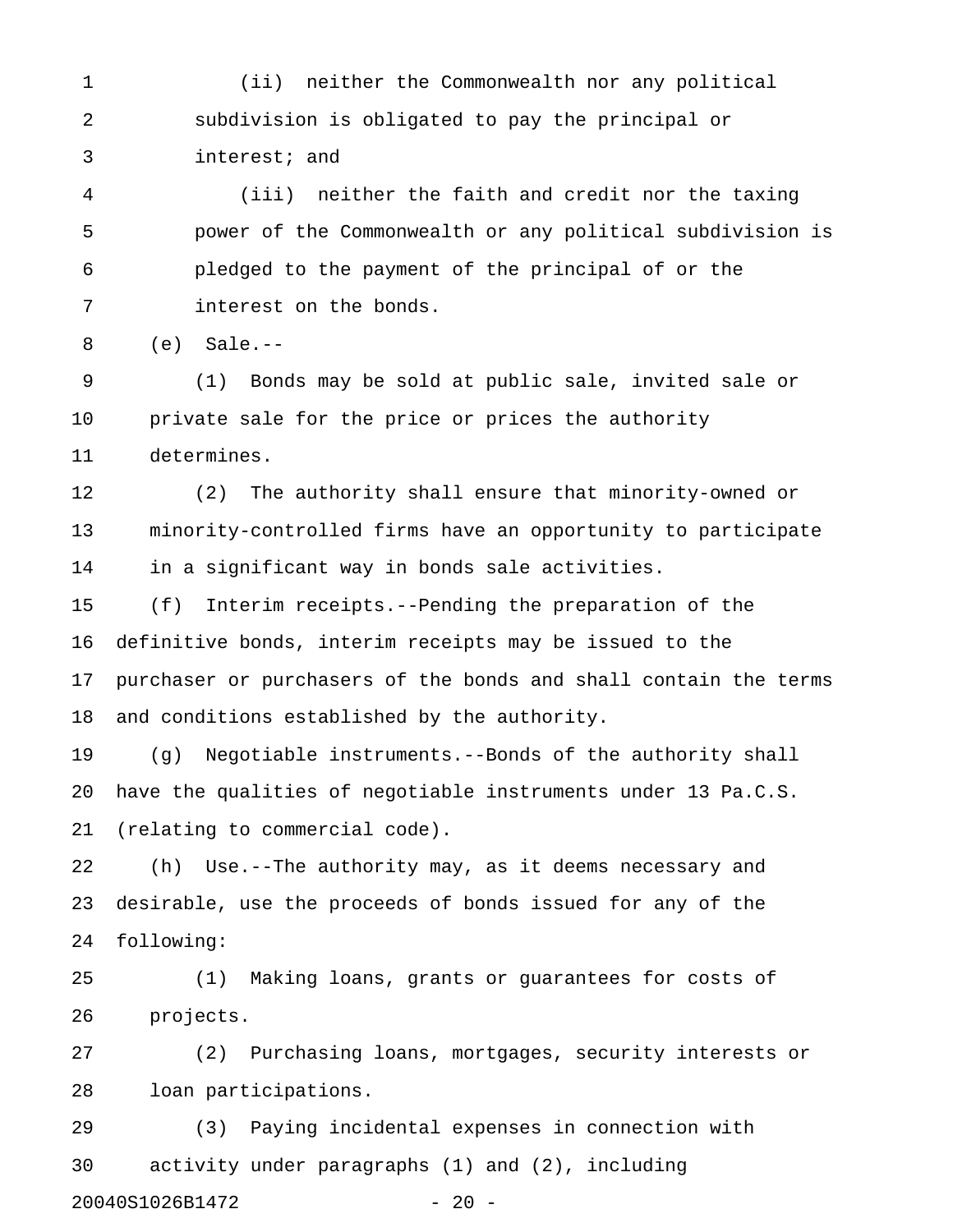(ii) neither the Commonwealth nor any political subdivision is obligated to pay the principal or interest; and

(iii) neither the faith and credit nor the taxing power of the Commonwealth or any political subdivision is pledged to the payment of the principal of or the interest on the bonds.

(e) Sale.--

(1) Bonds may be sold at public sale, invited sale or private sale for the price or prices the authority determines.

(2) The authority shall ensure that minority-owned or minority-controlled firms have an opportunity to participate in a significant way in bonds sale activities.

(f) Interim receipts.--Pending the preparation of the definitive bonds, interim receipts may be issued to the purchaser or purchasers of the bonds and shall contain the terms and conditions established by the authority.

(g) Negotiable instruments.--Bonds of the authority shall have the qualities of negotiable instruments under 13 Pa.C.S. (relating to commercial code).

(h) Use.--The authority may, as it deems necessary and desirable, use the proceeds of bonds issued for any of the following:

(1) Making loans, grants or guarantees for costs of projects.

(2) Purchasing loans, mortgages, security interests or loan participations.

(3) Paying incidental expenses in connection with activity under paragraphs (1) and (2), including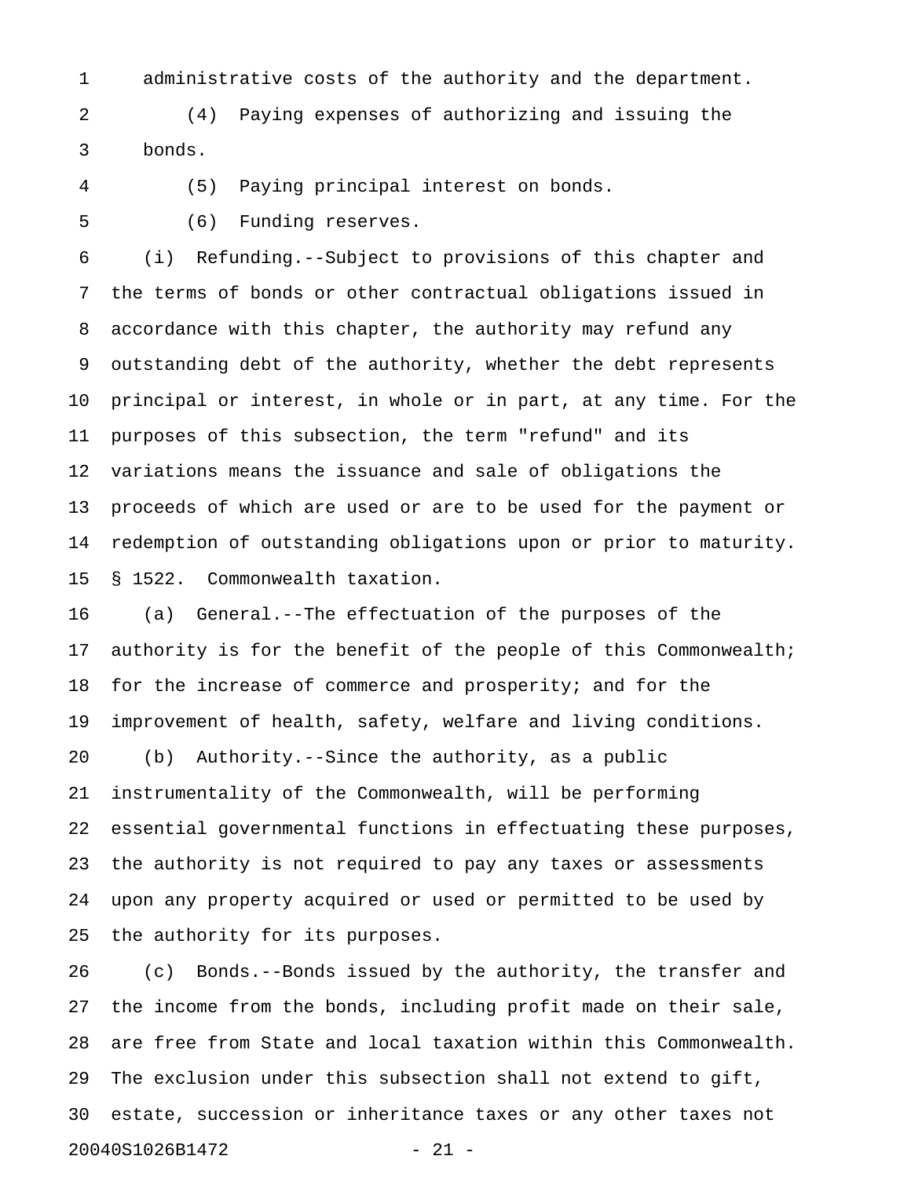administrative costs of the authority and the department.

(4) Paying expenses of authorizing and issuing the bonds.

(5) Paying principal interest on bonds.

(6) Funding reserves.

(i) Refunding.--Subject to provisions of this chapter and the terms of bonds or other contractual obligations issued in accordance with this chapter, the authority may refund any outstanding debt of the authority, whether the debt represents principal or interest, in whole or in part, at any time. For the purposes of this subsection, the term "refund" and its variations means the issuance and sale of obligations the proceeds of which are used or are to be used for the payment or redemption of outstanding obligations upon or prior to maturity.

§ 1522. Commonwealth taxation.

(a) General.--The effectuation of the purposes of the authority is for the benefit of the people of this Commonwealth; for the increase of commerce and prosperity; and for the improvement of health, safety, welfare and living conditions.

(b) Authority.--Since the authority, as a public instrumentality of the Commonwealth, will be performing essential governmental functions in effectuating these purposes, the authority is not required to pay any taxes or assessments upon any property acquired or used or permitted to be used by the authority for its purposes.

(c) Bonds.--Bonds issued by the authority, the transfer and the income from the bonds, including profit made on their sale, are free from State and local taxation within this Commonwealth. The exclusion under this subsection shall not extend to gift, estate, succession or inheritance taxes or any other taxes not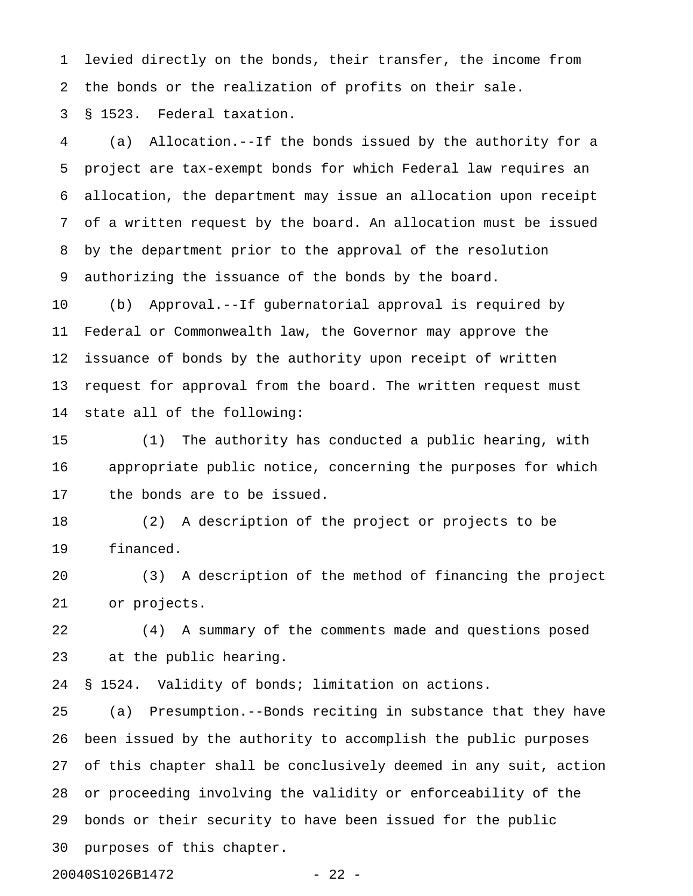levied directly on the bonds, their transfer, the income from the bonds or the realization of profits on their sale.

§ 1523. Federal taxation.

(a) Allocation.--If the bonds issued by the authority for a project are tax-exempt bonds for which Federal law requires an allocation, the department may issue an allocation upon receipt of a written request by the board. An allocation must be issued by the department prior to the approval of the resolution authorizing the issuance of the bonds by the board.

(b) Approval.--If gubernatorial approval is required by Federal or Commonwealth law, the Governor may approve the issuance of bonds by the authority upon receipt of written request for approval from the board. The written request must state all of the following:

(1) The authority has conducted a public hearing, with appropriate public notice, concerning the purposes for which the bonds are to be issued.

(2) A description of the project or projects to be financed.

(3) A description of the method of financing the project or projects.

(4) A summary of the comments made and questions posed at the public hearing.

§ 1524. Validity of bonds; limitation on actions.

(a) Presumption.--Bonds reciting in substance that they have been issued by the authority to accomplish the public purposes of this chapter shall be conclusively deemed in any suit, action or proceeding involving the validity or enforceability of the bonds or their security to have been issued for the public purposes of this chapter.

20040S1026B1472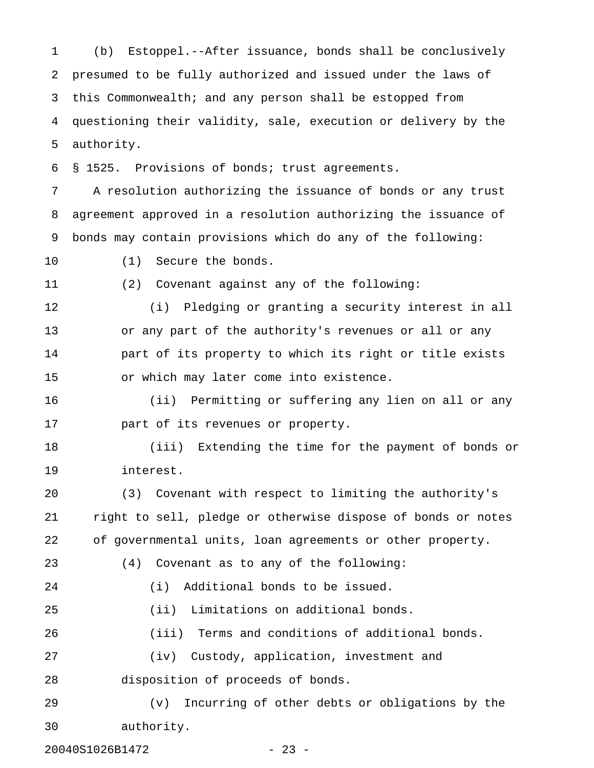(b) Estoppel.--After issuance, bonds shall be conclusively presumed to be fully authorized and issued under the laws of this Commonwealth; and any person shall be estopped from questioning their validity, sale, execution or delivery by the authority.

§ 1525. Provisions of bonds; trust agreements.

A resolution authorizing the issuance of bonds or any trust agreement approved in a resolution authorizing the issuance of bonds may contain provisions which do any of the following:

(1) Secure the bonds.

(2) Covenant against any of the following:

(i) Pledging or granting a security interest in all or any part of the authority's revenues or all or any part of its property to which its right or title exists or which may later come into existence.

(ii) Permitting or suffering any lien on all or any part of its revenues or property.

(iii) Extending the time for the payment of bonds or interest.

(3) Covenant with respect to limiting the authority's right to sell, pledge or otherwise dispose of bonds or notes of governmental units, loan agreements or other property.

(4) Covenant as to any of the following:

(i) Additional bonds to be issued.

(ii) Limitations on additional bonds.

(iii) Terms and conditions of additional bonds.

(iv) Custody, application, investment and disposition of proceeds of bonds.

(v) Incurring of other debts or obligations by the authority.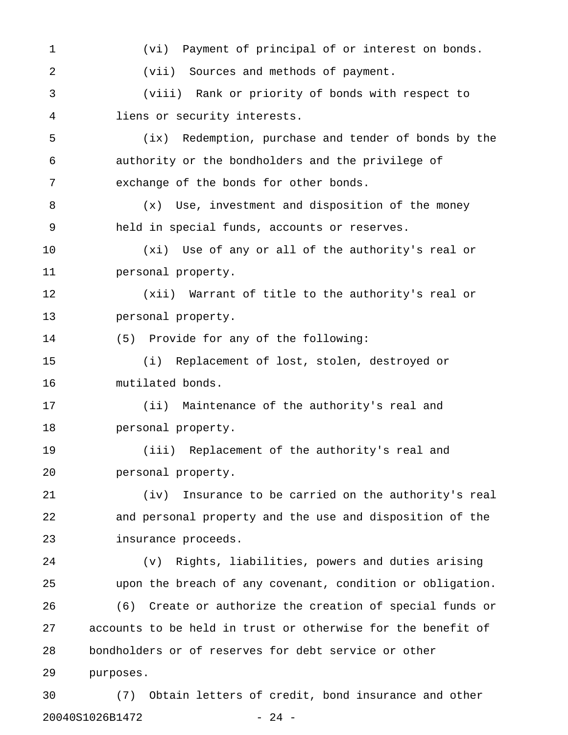(vi) Payment of principal of or interest on bonds.

(vii) Sources and methods of payment.

(viii) Rank or priority of bonds with respect to liens or security interests.

(ix) Redemption, purchase and tender of bonds by the authority or the bondholders and the privilege of exchange of the bonds for other bonds.

(x) Use, investment and disposition of the money held in special funds, accounts or reserves.

(xi) Use of any or all of the authority's real or personal property.

(xii) Warrant of title to the authority's real or personal property.

(5) Provide for any of the following:

(i) Replacement of lost, stolen, destroyed or mutilated bonds.

(ii) Maintenance of the authority's real and personal property.

(iii) Replacement of the authority's real and personal property.

(iv) Insurance to be carried on the authority's real and personal property and the use and disposition of the insurance proceeds.

(v) Rights, liabilities, powers and duties arising upon the breach of any covenant, condition or obligation.

(6) Create or authorize the creation of special funds or accounts to be held in trust or otherwise for the benefit of bondholders or of reserves for debt service or other purposes.

(7) Obtain letters of credit, bond insurance and other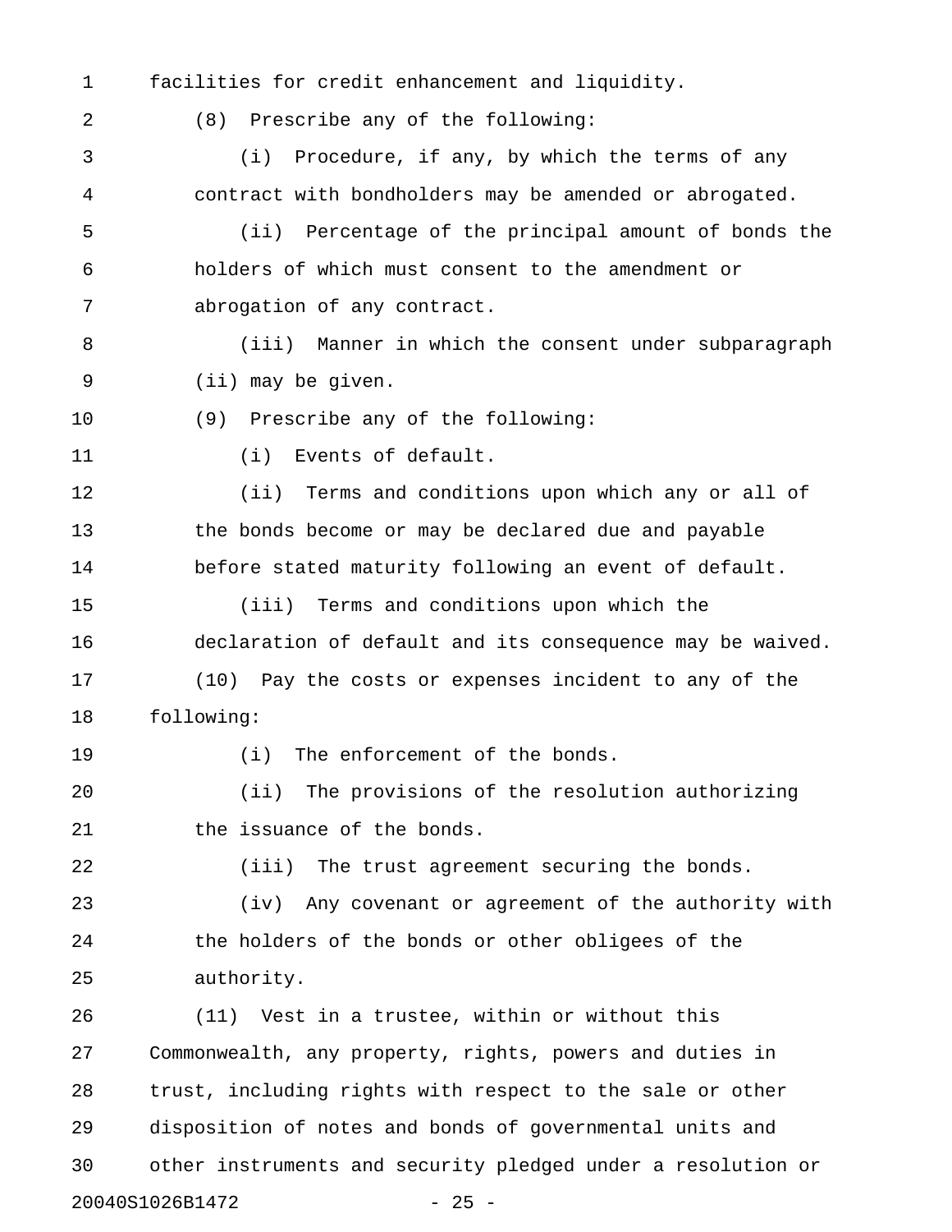facilities for credit enhancement and liquidity.

(8) Prescribe any of the following:

(i) Procedure, if any, by which the terms of any contract with bondholders may be amended or abrogated.

(ii) Percentage of the principal amount of bonds the holders of which must consent to the amendment or abrogation of any contract.

(iii) Manner in which the consent under subparagraph (ii) may be given.

(9) Prescribe any of the following:

(i) Events of default.

(ii) Terms and conditions upon which any or all of the bonds become or may be declared due and payable before stated maturity following an event of default.

(iii) Terms and conditions upon which the declaration of default and its consequence may be waived.

(10) Pay the costs or expenses incident to any of the following:

(i) The enforcement of the bonds.

(ii) The provisions of the resolution authorizing the issuance of the bonds.

(iii) The trust agreement securing the bonds.

(iv) Any covenant or agreement of the authority with the holders of the bonds or other obligees of the authority.

(11) Vest in a trustee, within or without this Commonwealth, any property, rights, powers and duties in trust, including rights with respect to the sale or other disposition of notes and bonds of governmental units and other instruments and security pledged under a resolution or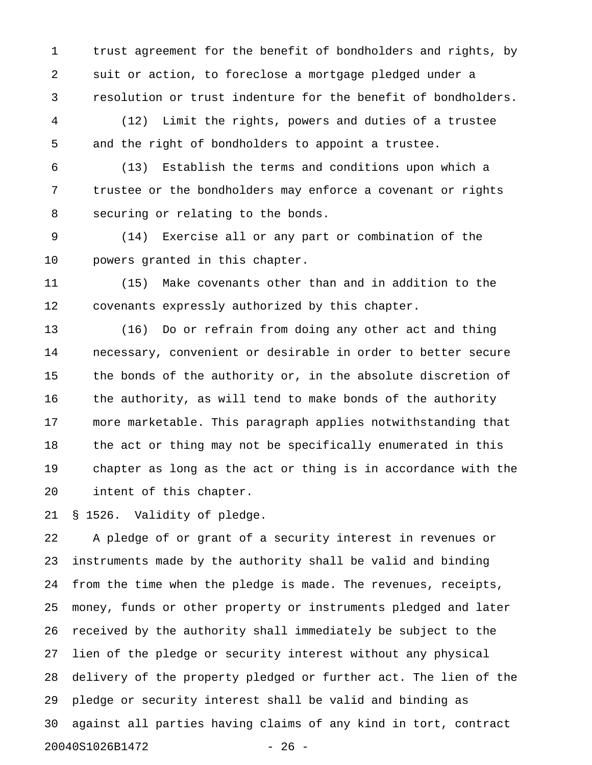trust agreement for the benefit of bondholders and rights, by suit or action, to foreclose a mortgage pledged under a resolution or trust indenture for the benefit of bondholders.

(12) Limit the rights, powers and duties of a trustee and the right of bondholders to appoint a trustee.

(13) Establish the terms and conditions upon which a trustee or the bondholders may enforce a covenant or rights securing or relating to the bonds.

(14) Exercise all or any part or combination of the powers granted in this chapter.

(15) Make covenants other than and in addition to the covenants expressly authorized by this chapter.

(16) Do or refrain from doing any other act and thing necessary, convenient or desirable in order to better secure the bonds of the authority or, in the absolute discretion of the authority, as will tend to make bonds of the authority more marketable. This paragraph applies notwithstanding that the act or thing may not be specifically enumerated in this chapter as long as the act or thing is in accordance with the intent of this chapter.

§ 1526. Validity of pledge.

A pledge of or grant of a security interest in revenues or instruments made by the authority shall be valid and binding from the time when the pledge is made. The revenues, receipts, money, funds or other property or instruments pledged and later received by the authority shall immediately be subject to the lien of the pledge or security interest without any physical delivery of the property pledged or further act. The lien of the pledge or security interest shall be valid and binding as against all parties having claims of any kind in tort, contract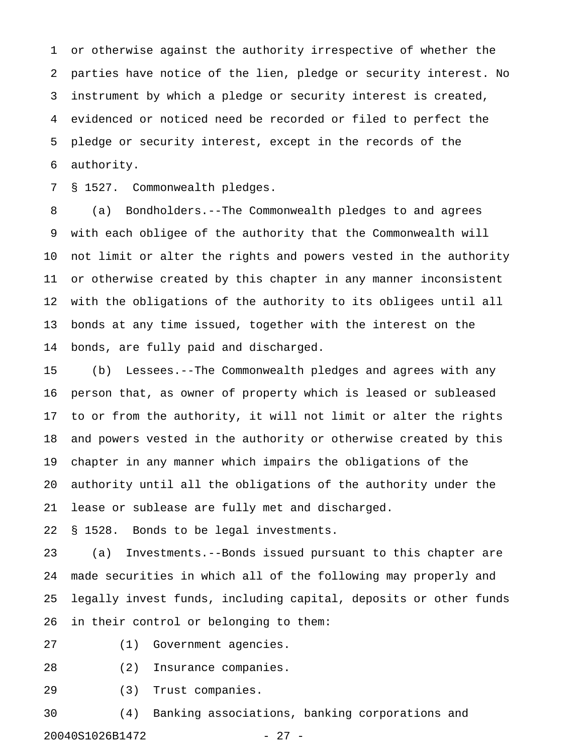or otherwise against the authority irrespective of whether the parties have notice of the lien, pledge or security interest. No instrument by which a pledge or security interest is created, evidenced or noticed need be recorded or filed to perfect the pledge or security interest, except in the records of the authority.

§ 1527. Commonwealth pledges.

(a) Bondholders.--The Commonwealth pledges to and agrees with each obligee of the authority that the Commonwealth will not limit or alter the rights and powers vested in the authority or otherwise created by this chapter in any manner inconsistent with the obligations of the authority to its obligees until all bonds at any time issued, together with the interest on the bonds, are fully paid and discharged.

(b) Lessees.--The Commonwealth pledges and agrees with any person that, as owner of property which is leased or subleased to or from the authority, it will not limit or alter the rights and powers vested in the authority or otherwise created by this chapter in any manner which impairs the obligations of the authority until all the obligations of the authority under the lease or sublease are fully met and discharged.

§ 1528. Bonds to be legal investments.

(a) Investments.--Bonds issued pursuant to this chapter are made securities in which all of the following may properly and legally invest funds, including capital, deposits or other funds in their control or belonging to them:

(1) Government agencies.

(2) Insurance companies.

(3) Trust companies.

(4) Banking associations, banking corporations and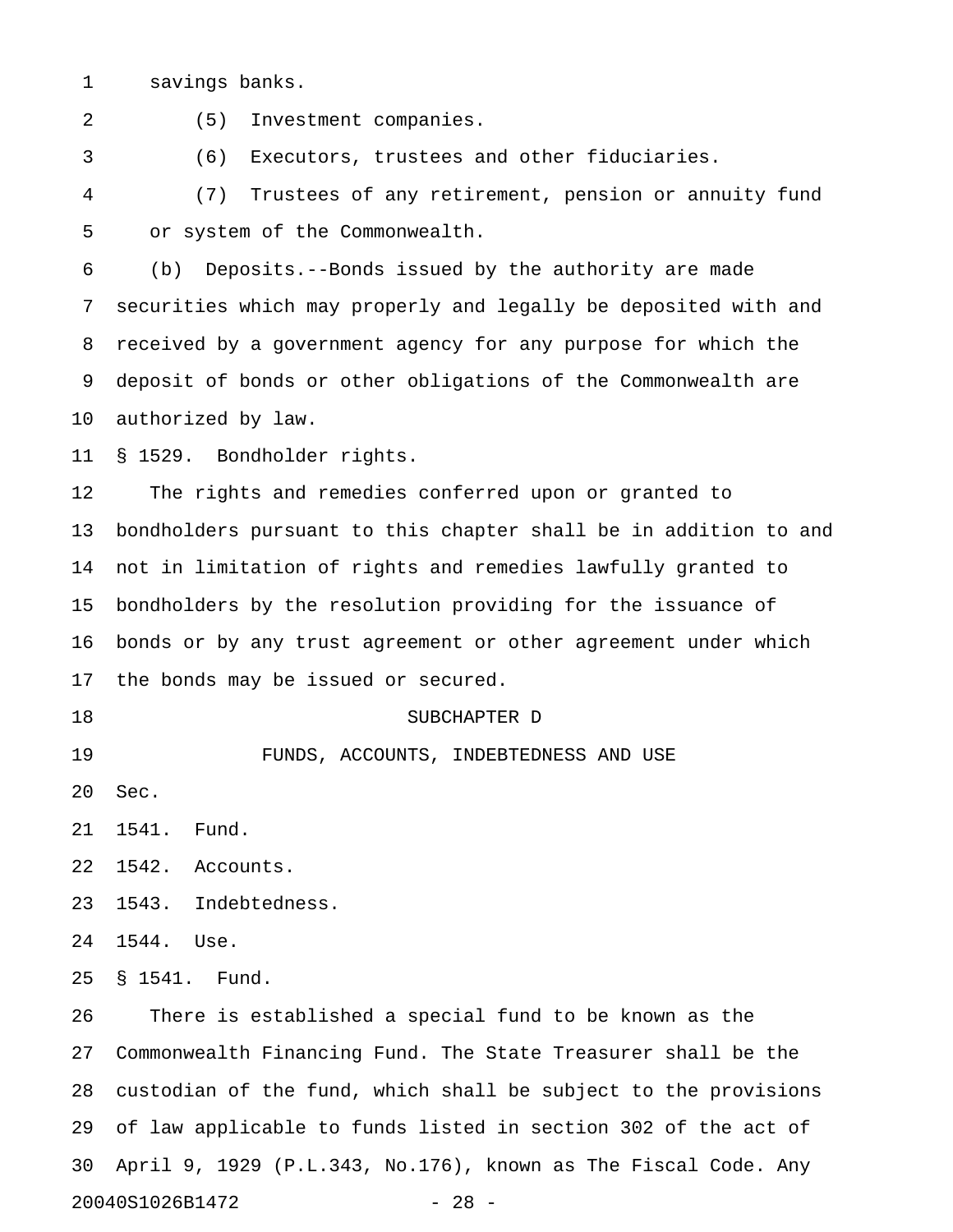savings banks.

(5) Investment companies.

(6) Executors, trustees and other fiduciaries.

(7) Trustees of any retirement, pension or annuity fund or system of the Commonwealth.

(b) Deposits.--Bonds issued by the authority are made securities which may properly and legally be deposited with and received by a government agency for any purpose for which the deposit of bonds or other obligations of the Commonwealth are authorized by law.

§ 1529. Bondholder rights.

The rights and remedies conferred upon or granted to bondholders pursuant to this chapter shall be in addition to and not in limitation of rights and remedies lawfully granted to bondholders by the resolution providing for the issuance of bonds or by any trust agreement or other agreement under which the bonds may be issued or secured.

## SUBCHAPTER D

## FUNDS, ACCOUNTS, INDEBTEDNESS AND USE

Sec.

1541. Fund.

1542. Accounts.

1543. Indebtedness.

1544. Use.

§ 1541. Fund.

There is established a special fund to be known as the Commonwealth Financing Fund. The State Treasurer shall be the custodian of the fund, which shall be subject to the provisions of law applicable to funds listed in section 302 of the act of April 9, 1929 (P.L.343, No.176), known as The Fiscal Code. Any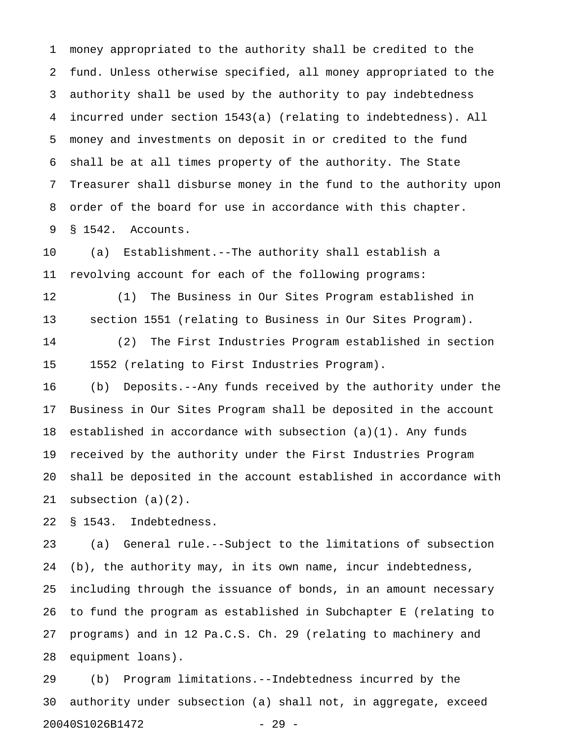money appropriated to the authority shall be credited to the fund. Unless otherwise specified, all money appropriated to the authority shall be used by the authority to pay indebtedness incurred under section 1543(a) (relating to indebtedness). All money and investments on deposit in or credited to the fund shall be at all times property of the authority. The State Treasurer shall disburse money in the fund to the authority upon order of the board for use in accordance with this chapter.

§ 1542. Accounts.

(a) Establishment.--The authority shall establish a revolving account for each of the following programs:

(1) The Business in Our Sites Program established in section 1551 (relating to Business in Our Sites Program).

(2) The First Industries Program established in section 1552 (relating to First Industries Program).

(b) Deposits.--Any funds received by the authority under the Business in Our Sites Program shall be deposited in the account established in accordance with subsection (a)(1). Any funds received by the authority under the First Industries Program shall be deposited in the account established in accordance with subsection (a)(2).

§ 1543. Indebtedness.

(a) General rule.--Subject to the limitations of subsection (b), the authority may, in its own name, incur indebtedness, including through the issuance of bonds, in an amount necessary to fund the program as established in Subchapter E (relating to programs) and in 12 Pa.C.S. Ch. 29 (relating to machinery and equipment loans).

(b) Program limitations.--Indebtedness incurred by the authority under subsection (a) shall not, in aggregate, exceed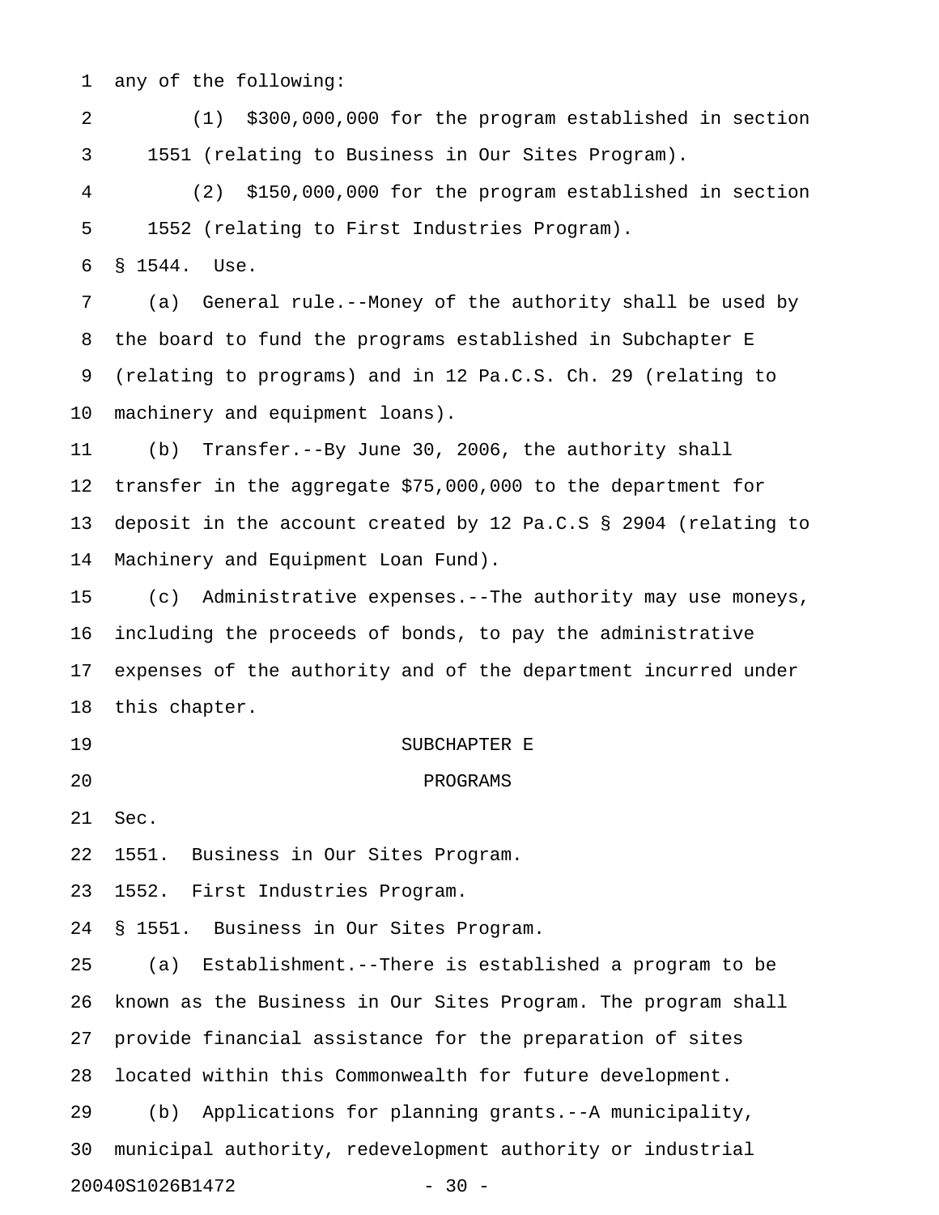any of the following:

(1) $300,000,000 for the program established in section 1551 (relating to Business in Our Sites Program).

(2) $150,000,000 for the program established in section 1552 (relating to First Industries Program).

§ 1544. Use.

(a) General rule.--Money of the authority shall be used by the board to fund the programs established in Subchapter E (relating to programs) and in 12 Pa.C.S. Ch. 29 (relating to machinery and equipment loans).

(b) Transfer.--By June 30, 2006, the authority shall transfer in the aggregate $75,000,000 to the department for deposit in the account created by 12 Pa.C.S § 2904 (relating to Machinery and Equipment Loan Fund).

(c) Administrative expenses.--The authority may use moneys, including the proceeds of bonds, to pay the administrative expenses of the authority and of the department incurred under this chapter.

SUBCHAPTER E

PROGRAMS

Sec.

1551. Business in Our Sites Program.

1552. First Industries Program.

§ 1551. Business in Our Sites Program.

(a) Establishment.--There is established a program to be known as the Business in Our Sites Program. The program shall provide financial assistance for the preparation of sites located within this Commonwealth for future development.

(b) Applications for planning grants.--A municipality, municipal authority, redevelopment authority or industrial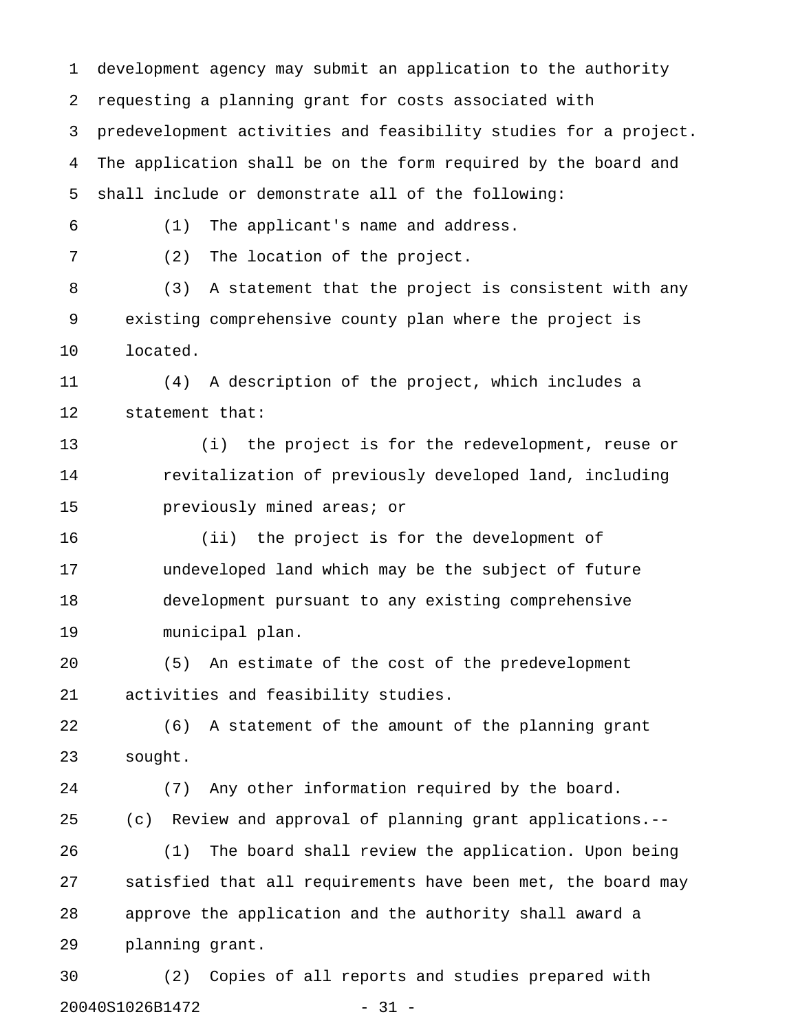development agency may submit an application to the authority requesting a planning grant for costs associated with predevelopment activities and feasibility studies for a project. The application shall be on the form required by the board and shall include or demonstrate all of the following:

(1) The applicant's name and address.

(2) The location of the project.

(3) A statement that the project is consistent with any existing comprehensive county plan where the project is located.

(4) A description of the project, which includes a statement that:

(i) the project is for the redevelopment, reuse or revitalization of previously developed land, including previously mined areas; or

(ii) the project is for the development of undeveloped land which may be the subject of future development pursuant to any existing comprehensive municipal plan.

(5) An estimate of the cost of the predevelopment activities and feasibility studies.

(6) A statement of the amount of the planning grant sought.

(7) Any other information required by the board.

(c) Review and approval of planning grant applications.--

(1) The board shall review the application. Upon being satisfied that all requirements have been met, the board may approve the application and the authority shall award a planning grant.

(2) Copies of all reports and studies prepared with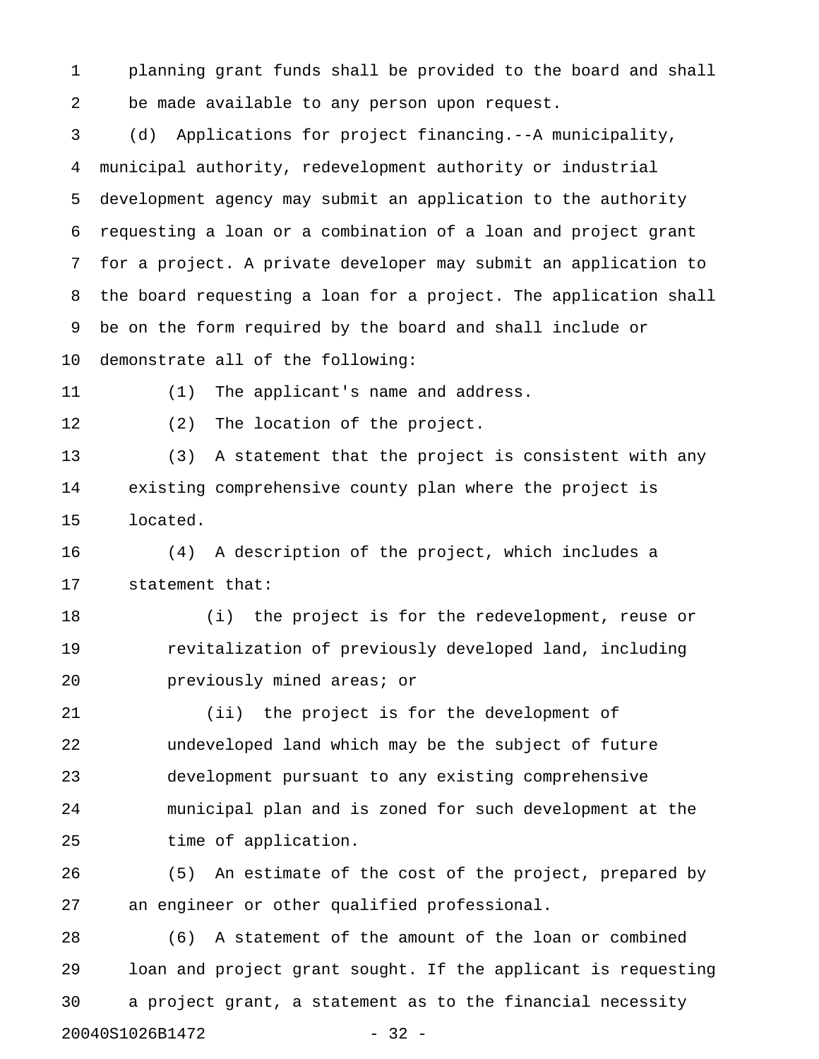planning grant funds shall be provided to the board and shall be made available to any person upon request.

(d) Applications for project financing.--A municipality, municipal authority, redevelopment authority or industrial development agency may submit an application to the authority requesting a loan or a combination of a loan and project grant for a project. A private developer may submit an application to the board requesting a loan for a project. The application shall be on the form required by the board and shall include or demonstrate all of the following:

(1) The applicant's name and address.

(2) The location of the project.

(3) A statement that the project is consistent with any existing comprehensive county plan where the project is located.

(4) A description of the project, which includes a statement that:

(i) the project is for the redevelopment, reuse or revitalization of previously developed land, including previously mined areas; or

(ii) the project is for the development of undeveloped land which may be the subject of future development pursuant to any existing comprehensive municipal plan and is zoned for such development at the time of application.

(5) An estimate of the cost of the project, prepared by an engineer or other qualified professional.

(6) A statement of the amount of the loan or combined loan and project grant sought. If the applicant is requesting a project grant, a statement as to the financial necessity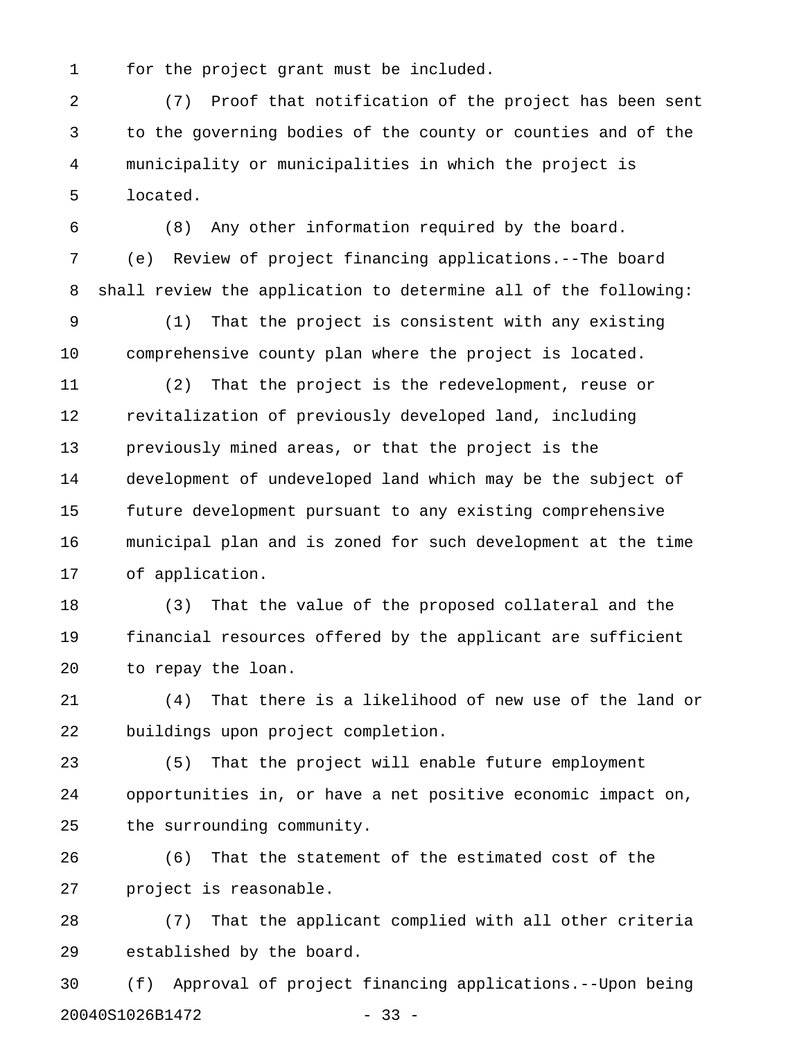for the project grant must be included.

(7) Proof that notification of the project has been sent to the governing bodies of the county or counties and of the municipality or municipalities in which the project is located.

(8) Any other information required by the board.

(e) Review of project financing applications.--The board shall review the application to determine all of the following:

(1) That the project is consistent with any existing comprehensive county plan where the project is located.

(2) That the project is the redevelopment, reuse or revitalization of previously developed land, including previously mined areas, or that the project is the development of undeveloped land which may be the subject of future development pursuant to any existing comprehensive municipal plan and is zoned for such development at the time of application.

(3) That the value of the proposed collateral and the financial resources offered by the applicant are sufficient to repay the loan.

(4) That there is a likelihood of new use of the land or buildings upon project completion.

(5) That the project will enable future employment opportunities in, or have a net positive economic impact on, the surrounding community.

(6) That the statement of the estimated cost of the project is reasonable.

(7) That the applicant complied with all other criteria established by the board.

(f) Approval of project financing applications.--Upon being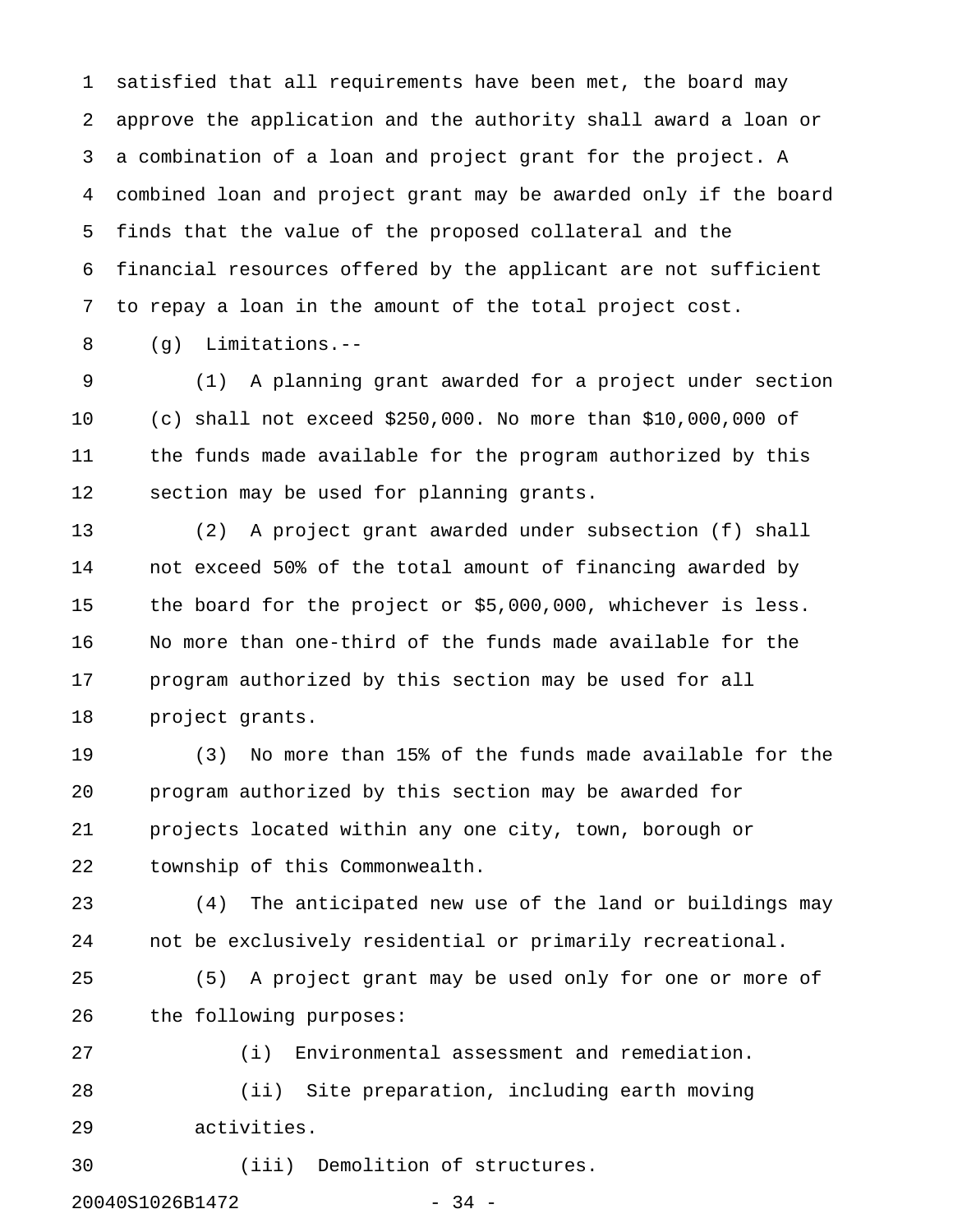satisfied that all requirements have been met, the board may approve the application and the authority shall award a loan or a combination of a loan and project grant for the project. A combined loan and project grant may be awarded only if the board finds that the value of the proposed collateral and the financial resources offered by the applicant are not sufficient to repay a loan in the amount of the total project cost.

(g) Limitations.--

(1) A planning grant awarded for a project under section (c) shall not exceed $250,000. No more than $10,000,000 of the funds made available for the program authorized by this section may be used for planning grants.

(2) A project grant awarded under subsection (f) shall not exceed 50% of the total amount of financing awarded by the board for the project or $5,000,000, whichever is less. No more than one-third of the funds made available for the program authorized by this section may be used for all project grants.

(3) No more than 15% of the funds made available for the program authorized by this section may be awarded for projects located within any one city, town, borough or township of this Commonwealth.

(4) The anticipated new use of the land or buildings may not be exclusively residential or primarily recreational.

(5) A project grant may be used only for one or more of the following purposes:

(i) Environmental assessment and remediation.

(ii) Site preparation, including earth moving activities.

(iii) Demolition of structures.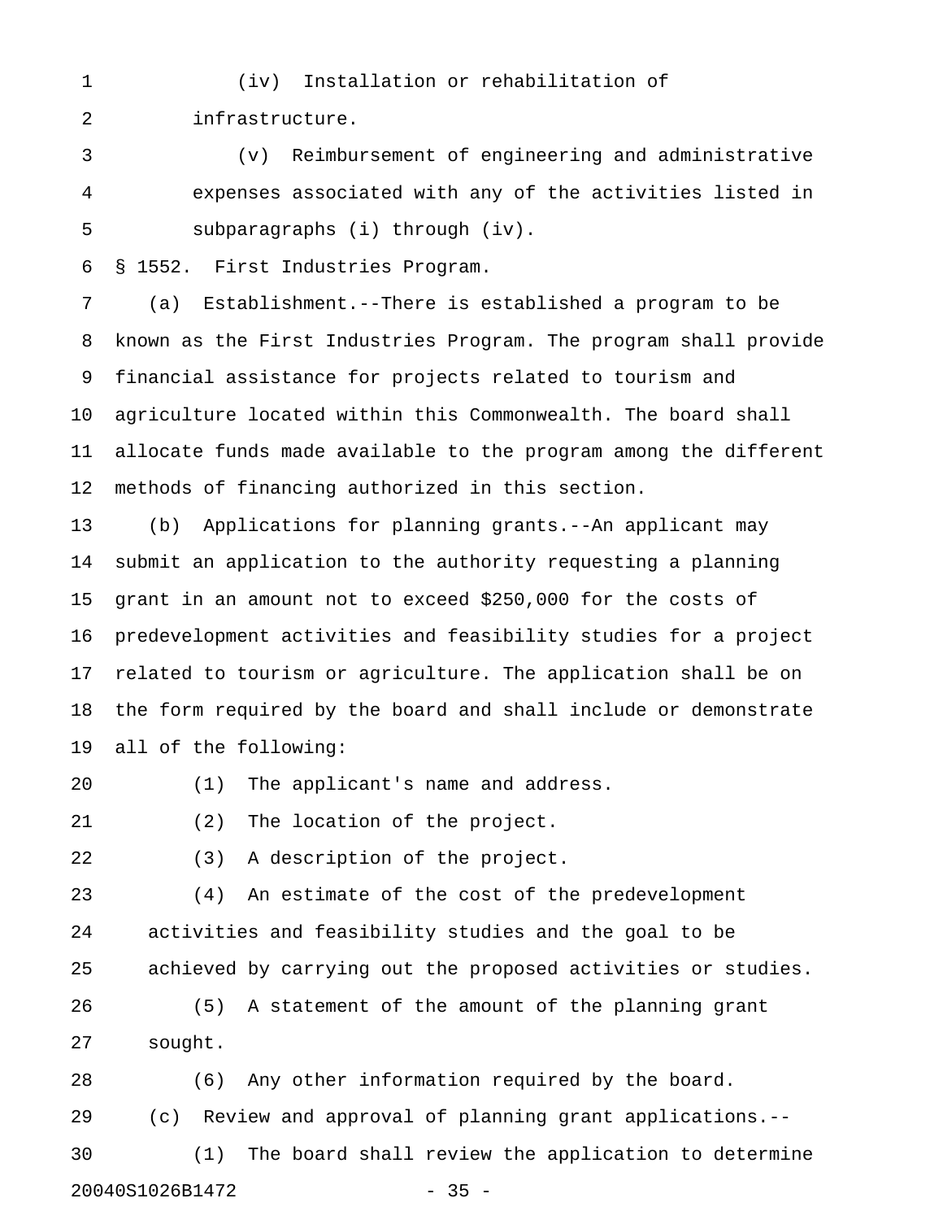(iv) Installation or rehabilitation of infrastructure.

(v) Reimbursement of engineering and administrative expenses associated with any of the activities listed in subparagraphs (i) through (iv).

§ 1552. First Industries Program.

(a) Establishment.--There is established a program to be known as the First Industries Program. The program shall provide financial assistance for projects related to tourism and agriculture located within this Commonwealth. The board shall allocate funds made available to the program among the different methods of financing authorized in this section.

(b) Applications for planning grants.--An applicant may submit an application to the authority requesting a planning grant in an amount not to exceed $250,000 for the costs of predevelopment activities and feasibility studies for a project related to tourism or agriculture. The application shall be on the form required by the board and shall include or demonstrate all of the following:

(1) The applicant's name and address.

(2) The location of the project.

(3) A description of the project.

(4) An estimate of the cost of the predevelopment activities and feasibility studies and the goal to be achieved by carrying out the proposed activities or studies.

(5) A statement of the amount of the planning grant sought.

(6) Any other information required by the board.

(c) Review and approval of planning grant applications.--

(1) The board shall review the application to determine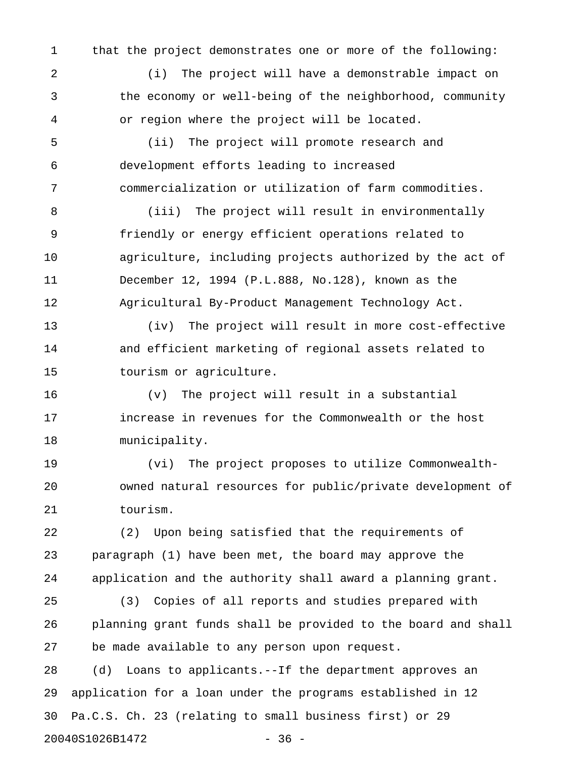that the project demonstrates one or more of the following:

(i) The project will have a demonstrable impact on the economy or well-being of the neighborhood, community or region where the project will be located.

(ii) The project will promote research and development efforts leading to increased commercialization or utilization of farm commodities.

(iii) The project will result in environmentally friendly or energy efficient operations related to agriculture, including projects authorized by the act of December 12, 1994 (P.L.888, No.128), known as the Agricultural By-Product Management Technology Act.

(iv) The project will result in more cost-effective and efficient marketing of regional assets related to tourism or agriculture.

(v) The project will result in a substantial increase in revenues for the Commonwealth or the host municipality.

(vi) The project proposes to utilize Commonwealth-owned natural resources for public/private development of tourism.

(2) Upon being satisfied that the requirements of paragraph (1) have been met, the board may approve the application and the authority shall award a planning grant.

(3) Copies of all reports and studies prepared with planning grant funds shall be provided to the board and shall be made available to any person upon request.

(d) Loans to applicants.--If the department approves an application for a loan under the programs established in 12 Pa.C.S. Ch. 23 (relating to small business first) or 29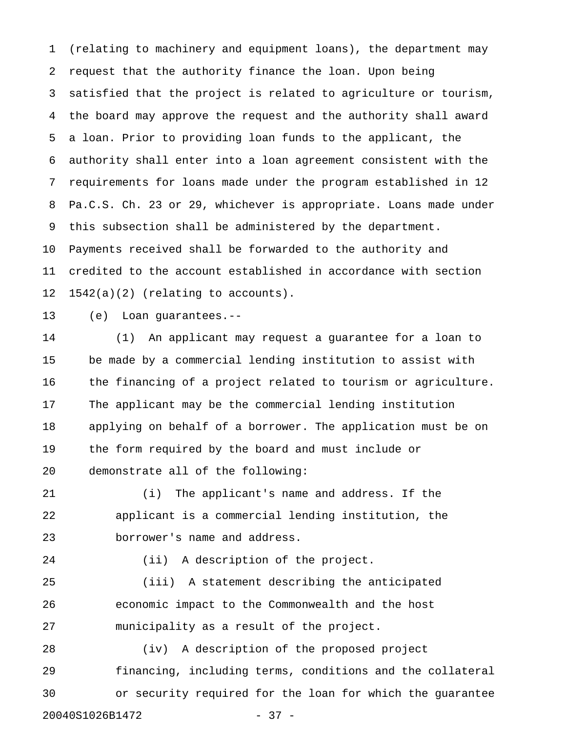(relating to machinery and equipment loans), the department may request that the authority finance the loan. Upon being satisfied that the project is related to agriculture or tourism, the board may approve the request and the authority shall award a loan. Prior to providing loan funds to the applicant, the authority shall enter into a loan agreement consistent with the requirements for loans made under the program established in 12 Pa.C.S. Ch. 23 or 29, whichever is appropriate. Loans made under this subsection shall be administered by the department. Payments received shall be forwarded to the authority and credited to the account established in accordance with section 1542(a)(2) (relating to accounts).

(e) Loan guarantees.--

(1) An applicant may request a guarantee for a loan to be made by a commercial lending institution to assist with the financing of a project related to tourism or agriculture. The applicant may be the commercial lending institution applying on behalf of a borrower. The application must be on the form required by the board and must include or demonstrate all of the following:

(i) The applicant's name and address. If the applicant is a commercial lending institution, the borrower's name and address.

(ii) A description of the project.

(iii) A statement describing the anticipated economic impact to the Commonwealth and the host municipality as a result of the project.

(iv) A description of the proposed project financing, including terms, conditions and the collateral or security required for the loan for which the guarantee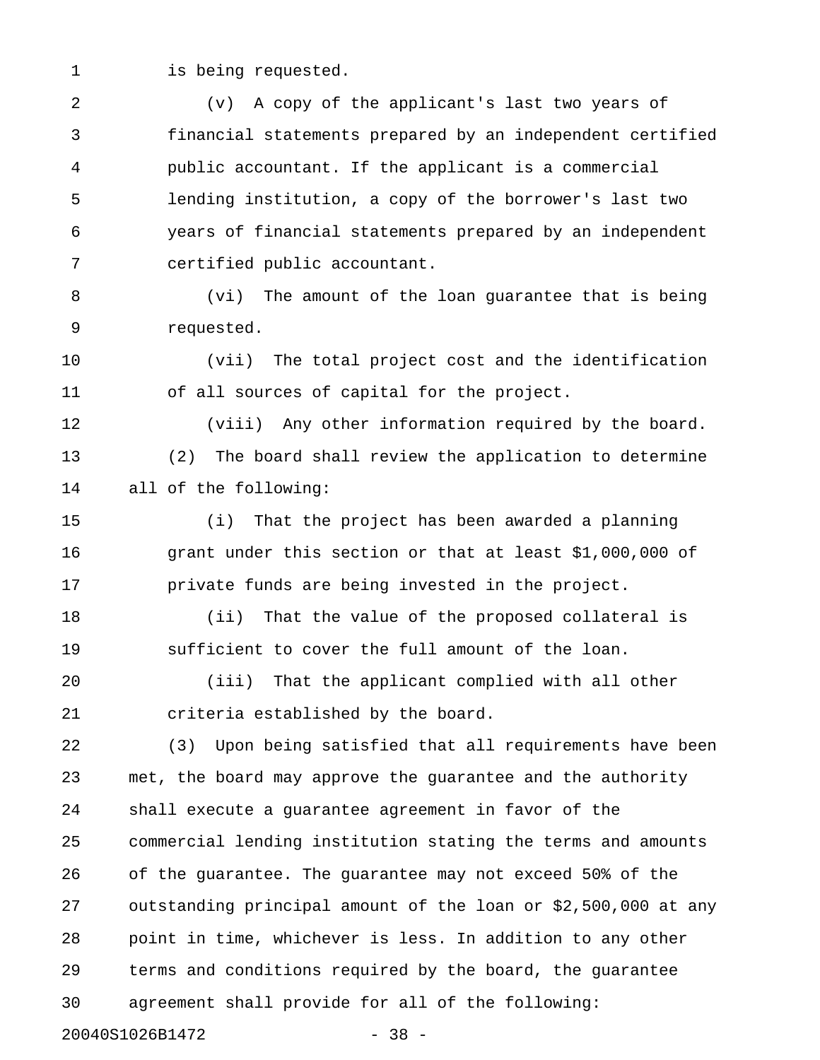is being requested.

(v) A copy of the applicant's last two years of financial statements prepared by an independent certified public accountant. If the applicant is a commercial lending institution, a copy of the borrower's last two years of financial statements prepared by an independent certified public accountant.

(vi) The amount of the loan guarantee that is being requested.

(vii) The total project cost and the identification of all sources of capital for the project.

(viii) Any other information required by the board.

(2) The board shall review the application to determine all of the following:

(i) That the project has been awarded a planning grant under this section or that at least $1,000,000 of private funds are being invested in the project.

(ii) That the value of the proposed collateral is sufficient to cover the full amount of the loan.

(iii) That the applicant complied with all other criteria established by the board.

(3) Upon being satisfied that all requirements have been met, the board may approve the guarantee and the authority shall execute a guarantee agreement in favor of the commercial lending institution stating the terms and amounts of the guarantee. The guarantee may not exceed 50% of the outstanding principal amount of the loan or $2,500,000 at any point in time, whichever is less. In addition to any other terms and conditions required by the board, the guarantee agreement shall provide for all of the following: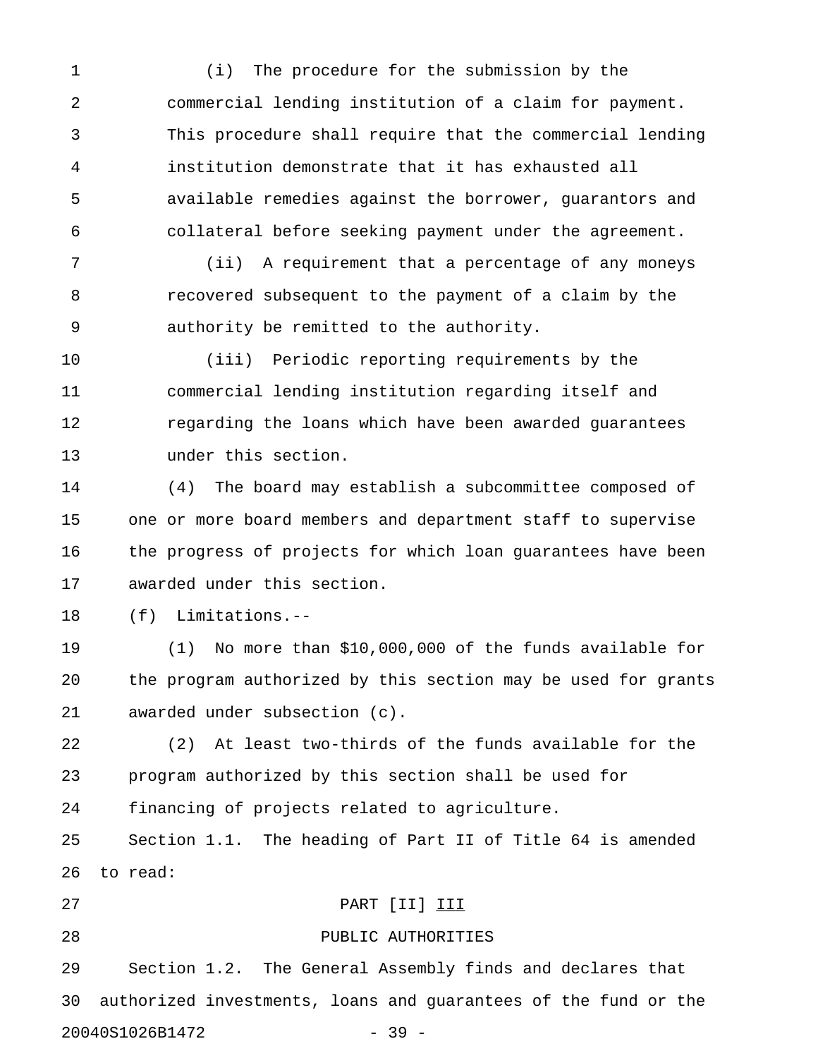(i) The procedure for the submission by the commercial lending institution of a claim for payment. This procedure shall require that the commercial lending institution demonstrate that it has exhausted all available remedies against the borrower, guarantors and collateral before seeking payment under the agreement.

(ii) A requirement that a percentage of any moneys recovered subsequent to the payment of a claim by the authority be remitted to the authority.

(iii) Periodic reporting requirements by the commercial lending institution regarding itself and regarding the loans which have been awarded guarantees under this section.

(4) The board may establish a subcommittee composed of one or more board members and department staff to supervise the progress of projects for which loan guarantees have been awarded under this section.

(f) Limitations.--

(1) No more than $10,000,000 of the funds available for the program authorized by this section may be used for grants awarded under subsection (c).

(2) At least two-thirds of the funds available for the program authorized by this section shall be used for financing of projects related to agriculture.

Section 1.1. The heading of Part II of Title 64 is amended to read:

PART [II] <u>III</u>

PUBLIC AUTHORITIES

Section 1.2. The General Assembly finds and declares that authorized investments, loans and guarantees of the fund or the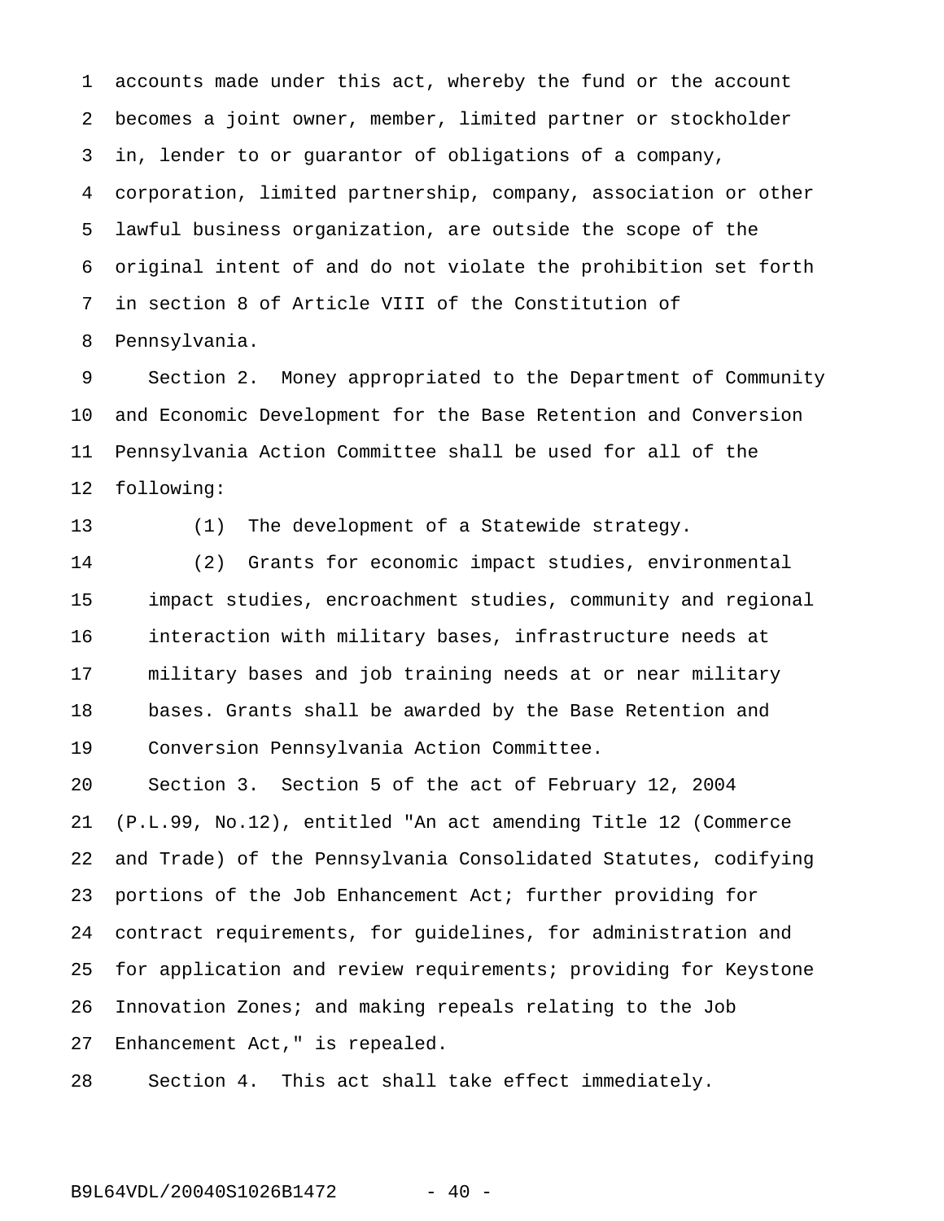accounts made under this act, whereby the fund or the account becomes a joint owner, member, limited partner or stockholder in, lender to or guarantor of obligations of a company, corporation, limited partnership, company, association or other lawful business organization, are outside the scope of the original intent of and do not violate the prohibition set forth in section 8 of Article VIII of the Constitution of Pennsylvania.

Section 2. Money appropriated to the Department of Community and Economic Development for the Base Retention and Conversion Pennsylvania Action Committee shall be used for all of the following:

(1) The development of a Statewide strategy.

(2) Grants for economic impact studies, environmental impact studies, encroachment studies, community and regional interaction with military bases, infrastructure needs at military bases and job training needs at or near military bases. Grants shall be awarded by the Base Retention and Conversion Pennsylvania Action Committee.

Section 3. Section 5 of the act of February 12, 2004 (P.L.99, No.12), entitled "An act amending Title 12 (Commerce and Trade) of the Pennsylvania Consolidated Statutes, codifying portions of the Job Enhancement Act; further providing for contract requirements, for guidelines, for administration and for application and review requirements; providing for Keystone Innovation Zones; and making repeals relating to the Job Enhancement Act," is repealed.

Section 4. This act shall take effect immediately.